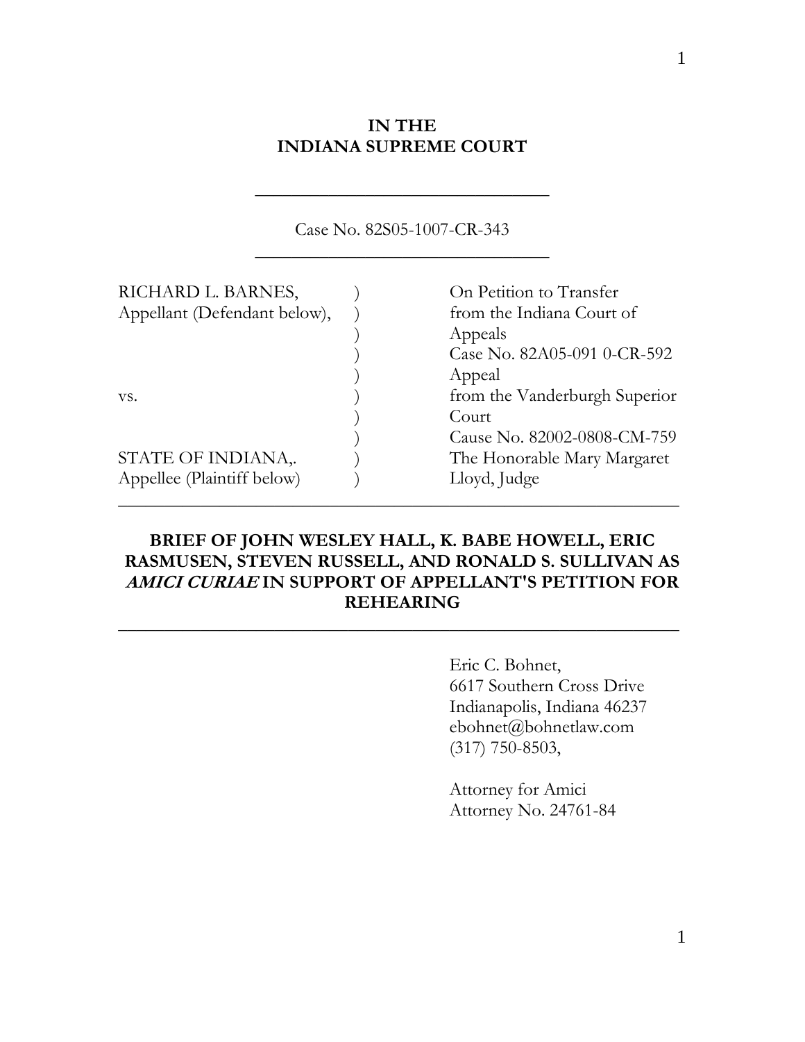**IN THE**
**INDIANA SUPREME COURT**

---

Case No. 82S05-1007-CR-343

---

| | | |
|---|---|---|
| RICHARD L. BARNES, | ) | On Petition to Transfer |
| Appellant (Defendant below), | ) | from the Indiana Court of |
| | ) | Appeals |
| | ) | Case No. 82A05-091 0-CR-592 |
| | ) | Appeal |
| vs. | ) | from the Vanderburgh Superior |
| | ) | Court |
| | ) | Cause No. 82002-0808-CM-759 |
| STATE OF INDIANA,. | ) | The Honorable Mary Margaret |
| Appellee (Plaintiff below) | ) | Lloyd, Judge |

---

**BRIEF OF JOHN WESLEY HALL, K. BABE HOWELL, ERIC RASMUSEN, STEVEN RUSSELL, AND RONALD S. SULLIVAN AS *AMICI CURIAE* IN SUPPORT OF APPELLANT'S PETITION FOR REHEARING**

---

Eric C. Bohnet,
6617 Southern Cross Drive
Indianapolis, Indiana 46237
ebohnet@bohnetlaw.com
(317) 750-8503,

Attorney for Amici
Attorney No. 24761-84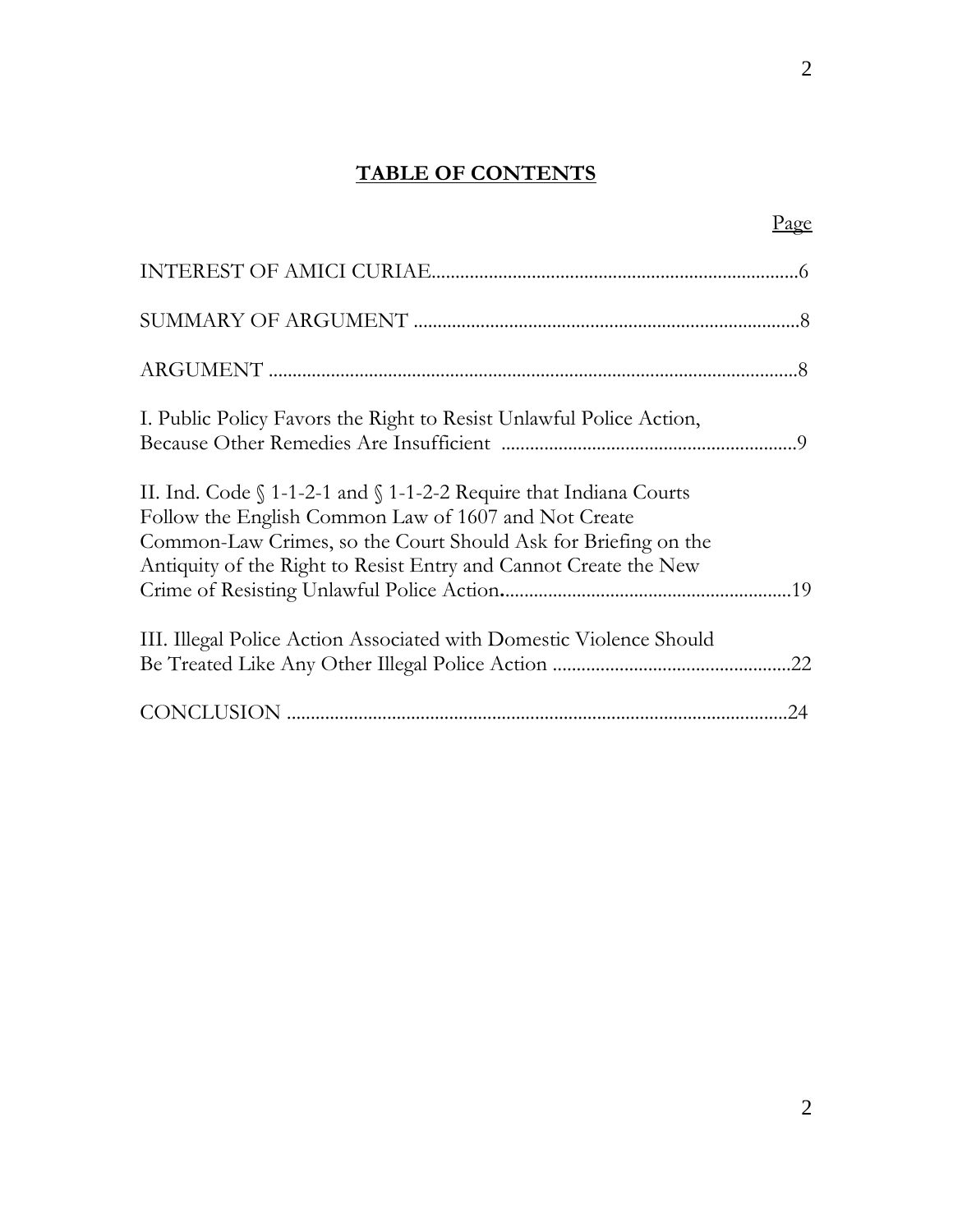# TABLE OF CONTENTS

| | Page |
|---|---|
| INTEREST OF AMICI CURIAE | 6 |
| SUMMARY OF ARGUMENT | 8 |
| ARGUMENT | 8 |
| I. Public Policy Favors the Right to Resist Unlawful Police Action, Because Other Remedies Are Insufficient | 9 |
| II. Ind. Code § 1-1-2-1 and § 1-1-2-2 Require that Indiana Courts Follow the English Common Law of 1607 and Not Create Common-Law Crimes, so the Court Should Ask for Briefing on the Antiquity of the Right to Resist Entry and Cannot Create the New Crime of Resisting Unlawful Police Action | 19 |
| III. Illegal Police Action Associated with Domestic Violence Should Be Treated Like Any Other Illegal Police Action | 22 |
| CONCLUSION | 24 |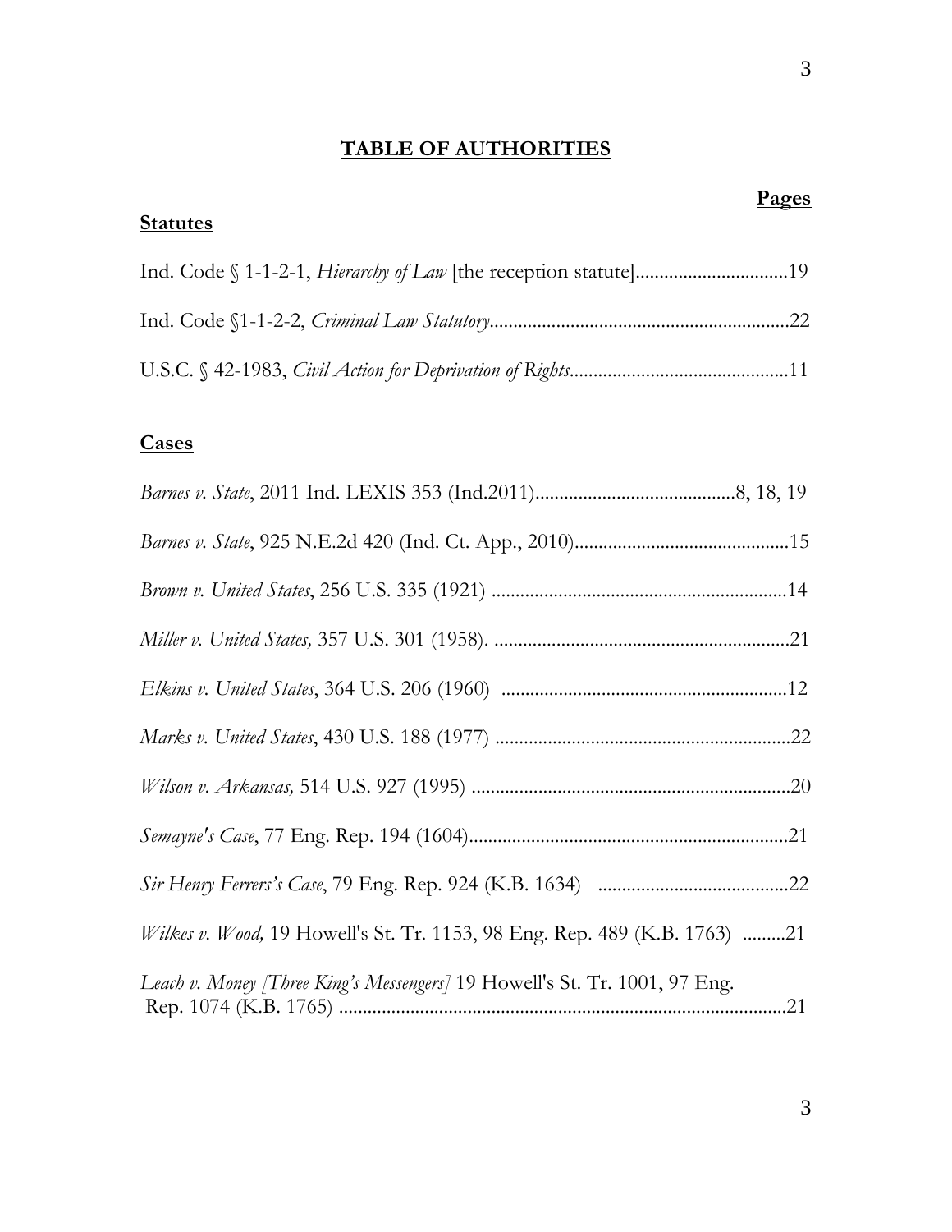# TABLE OF AUTHORITIES

**Pages**

**Statutes**

Ind. Code § 1-1-2-1, *Hierarchy of Law* [the reception statute]................................19

Ind. Code §1-1-2-2, *Criminal Law Statutory*..............................................................22

U.S.C. § 42-1983, *Civil Action for Deprivation of Rights*.............................................11

**Cases**

*Barnes v. State*, 2011 Ind. LEXIS 353 (Ind.2011)..........................................8, 18, 19

*Barnes v. State*, 925 N.E.2d 420 (Ind. Ct. App., 2010)............................................15

*Brown v. United States*, 256 U.S. 335 (1921) .............................................................14

*Miller v. United States,* 357 U.S. 301 (1958). .............................................................21

*Elkins v. United States*, 364 U.S. 206 (1960) ...........................................................12

*Marks v. United States*, 430 U.S. 188 (1977) .............................................................22

*Wilson v. Arkansas,* 514 U.S. 927 (1995) ..................................................................20

*Semayne's Case*, 77 Eng. Rep. 194 (1604)..................................................................21

*Sir Henry Ferrers's Case*, 79 Eng. Rep. 924 (K.B. 1634) ........................................22

*Wilkes v. Wood,* 19 Howell's St. Tr. 1153, 98 Eng. Rep. 489 (K.B. 1763) .........21

*Leach v. Money [Three King's Messengers]* 19 Howell's St. Tr. 1001, 97 Eng. Rep. 1074 (K.B. 1765) ..............................................................................................21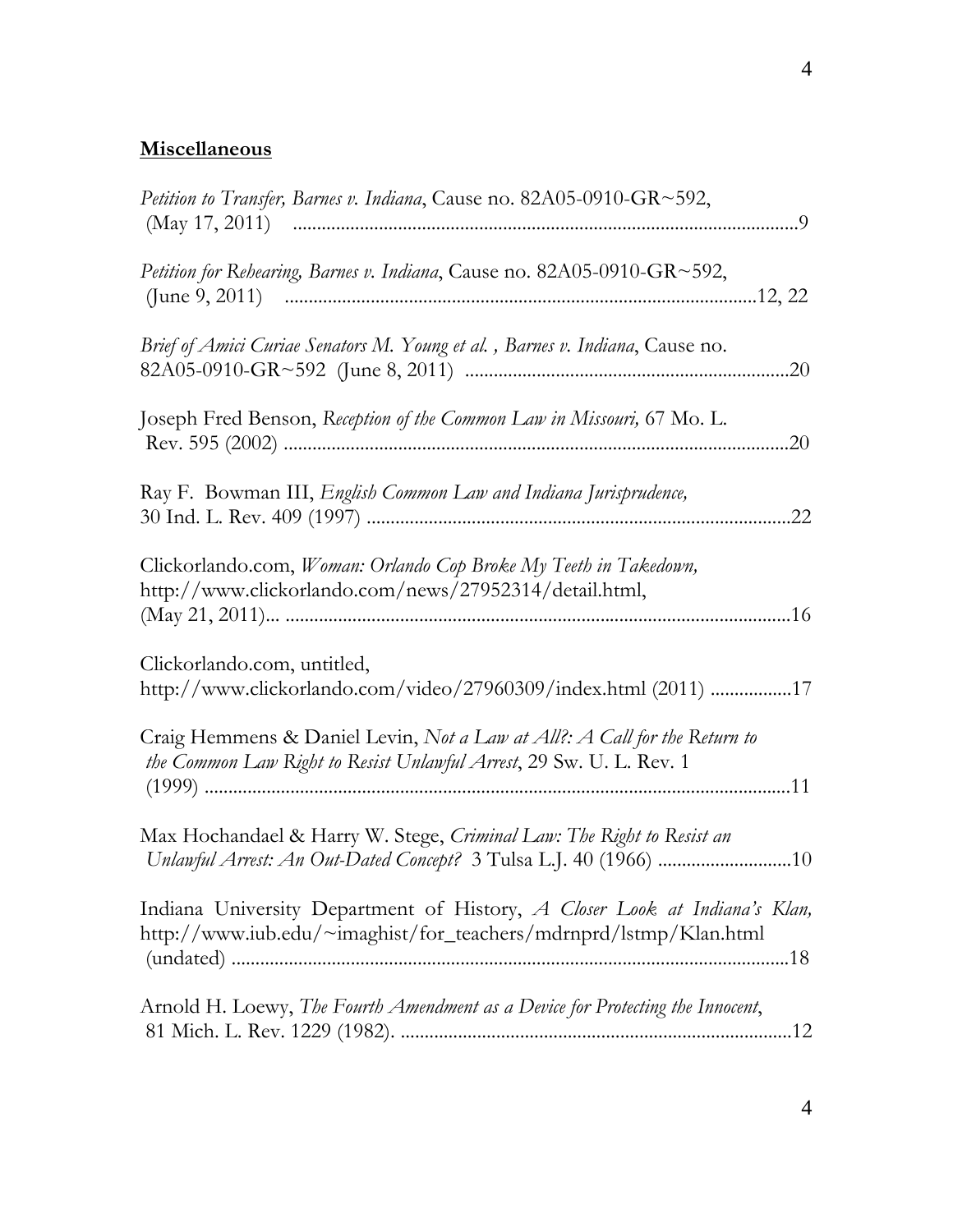## **Miscellaneous**

*Petition to Transfer, Barnes v. Indiana*, Cause no. 82A05-0910-GR~592, (May 17, 2011) ..........................................................................................................9

*Petition for Rehearing, Barnes v. Indiana*, Cause no. 82A05-0910-GR~592, (June 9, 2011) ................................................................................................12, 22

*Brief of Amici Curiae Senators M. Young et al. , Barnes v. Indiana*, Cause no. 82A05-0910-GR~592 (June 8, 2011) ...................................................................20

Joseph Fred Benson, *Reception of the Common Law in Missouri,* 67 Mo. L. Rev. 595 (2002) ..........................................................................................................20

Ray F. Bowman III, *English Common Law and Indiana Jurisprudence,* 30 Ind. L. Rev. 409 (1997) .......................................................................................22

Clickorlando.com, *Woman: Orlando Cop Broke My Teeth in Takedown,* http://www.clickorlando.com/news/27952314/detail.html, (May 21, 2011)... .........................................................................................................16

Clickorlando.com, untitled, http://www.clickorlando.com/video/27960309/index.html (2011) .................17

Craig Hemmens & Daniel Levin, *Not a Law at All?: A Call for the Return to the Common Law Right to Resist Unlawful Arrest*, 29 Sw. U. L. Rev. 1 (1999) .........................................................................................................................11

Max Hochandael & Harry W. Stege, *Criminal Law: The Right to Resist an Unlawful Arrest: An Out-Dated Concept?* 3 Tulsa L.J. 40 (1966) ...........................10

Indiana University Department of History, *A Closer Look at Indiana's Klan,* http://www.iub.edu/~imaghist/for_teachers/mdrnprd/lstmp/Klan.html (undated) ....................................................................................................................18

Arnold H. Loewy, *The Fourth Amendment as a Device for Protecting the Innocent*, 81 Mich. L. Rev. 1229 (1982). .................................................................................12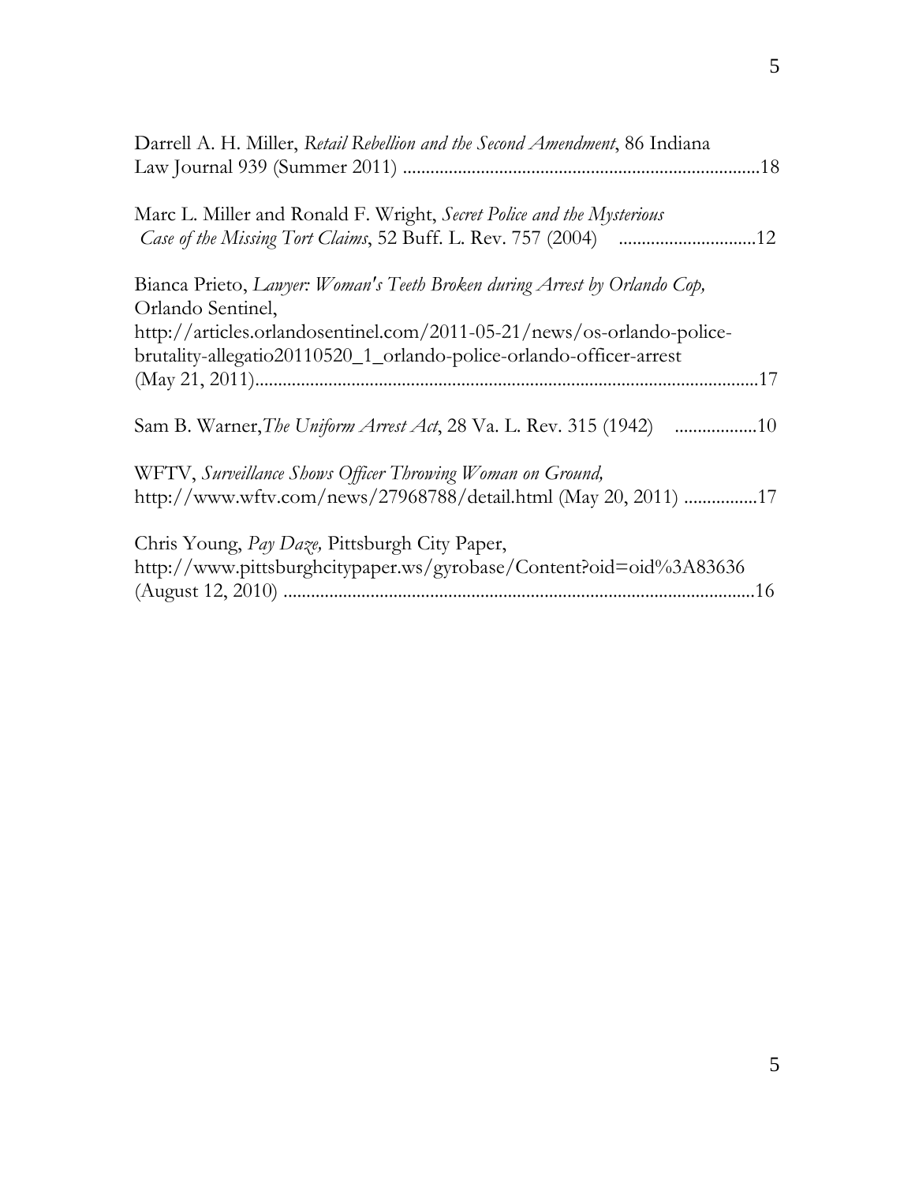Darrell A. H. Miller, *Retail Rebellion and the Second Amendment*, 86 Indiana Law Journal 939 (Summer 2011) ..............................................................................18

Marc L. Miller and Ronald F. Wright, *Secret Police and the Mysterious Case of the Missing Tort Claims*, 52 Buff. L. Rev. 757 (2004) ..............................12

Bianca Prieto, *Lawyer: Woman's Teeth Broken during Arrest by Orlando Cop,* Orlando Sentinel, http://articles.orlandosentinel.com/2011-05-21/news/os-orlando-police-brutality-allegatio20110520_1_orlando-police-orlando-officer-arrest (May 21, 2011)...........................................................................................................17

Sam B. Warner, *The Uniform Arrest Act*, 28 Va. L. Rev. 315 (1942) ..................10

WFTV, *Surveillance Shows Officer Throwing Woman on Ground,* http://www.wftv.com/news/27968788/detail.html (May 20, 2011) ................17

Chris Young, *Pay Daze,* Pittsburgh City Paper, http://www.pittsburghcitypaper.ws/gyrobase/Content?oid=oid%3A83636 (August 12, 2010) ......................................................................................................16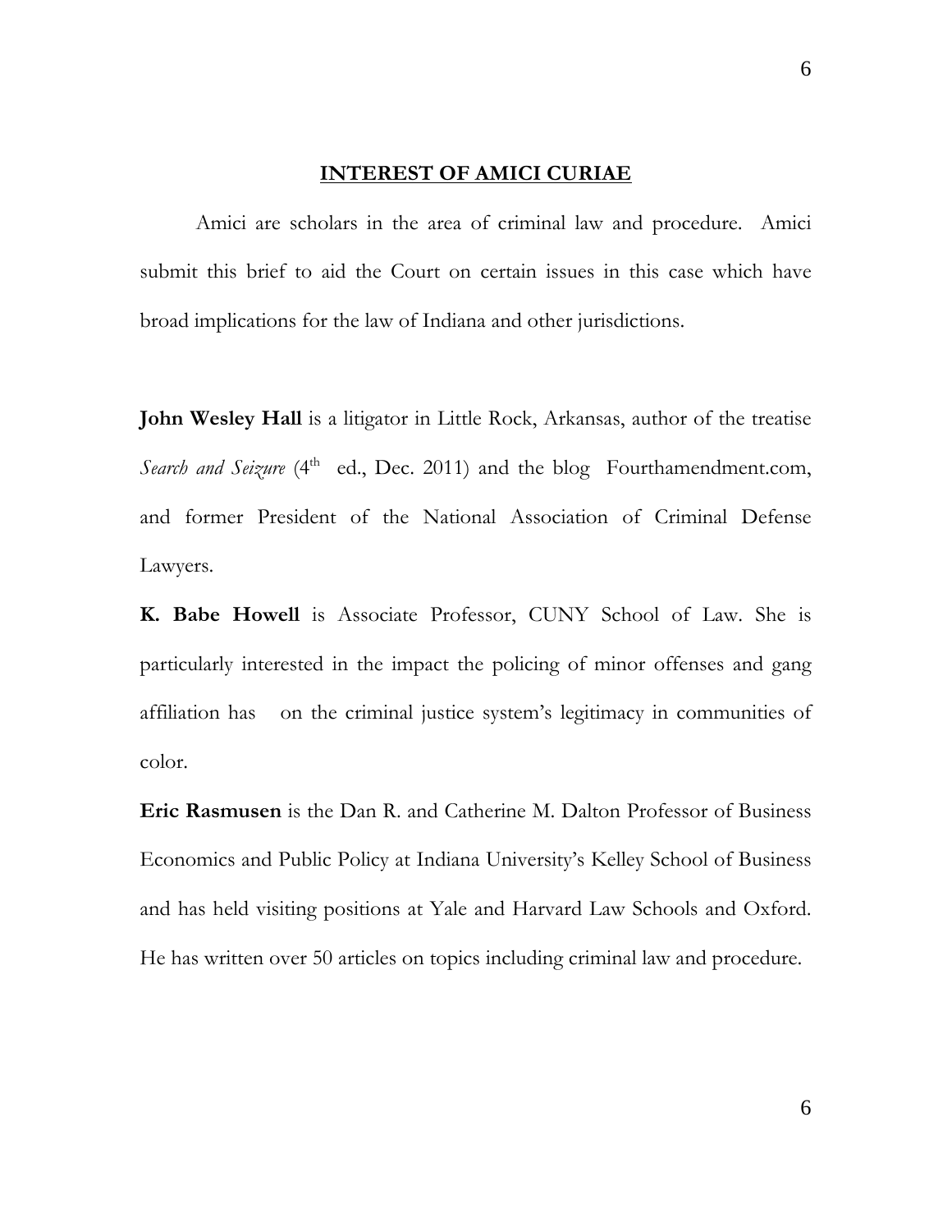## INTEREST OF AMICI CURIAE

Amici are scholars in the area of criminal law and procedure. Amici submit this brief to aid the Court on certain issues in this case which have broad implications for the law of Indiana and other jurisdictions.

**John Wesley Hall** is a litigator in Little Rock, Arkansas, author of the treatise *Search and Seizure* (4th ed., Dec. 2011) and the blog Fourthamendment.com, and former President of the National Association of Criminal Defense Lawyers.

**K. Babe Howell** is Associate Professor, CUNY School of Law. She is particularly interested in the impact the policing of minor offenses and gang affiliation has on the criminal justice system's legitimacy in communities of color.

**Eric Rasmusen** is the Dan R. and Catherine M. Dalton Professor of Business Economics and Public Policy at Indiana University's Kelley School of Business and has held visiting positions at Yale and Harvard Law Schools and Oxford. He has written over 50 articles on topics including criminal law and procedure.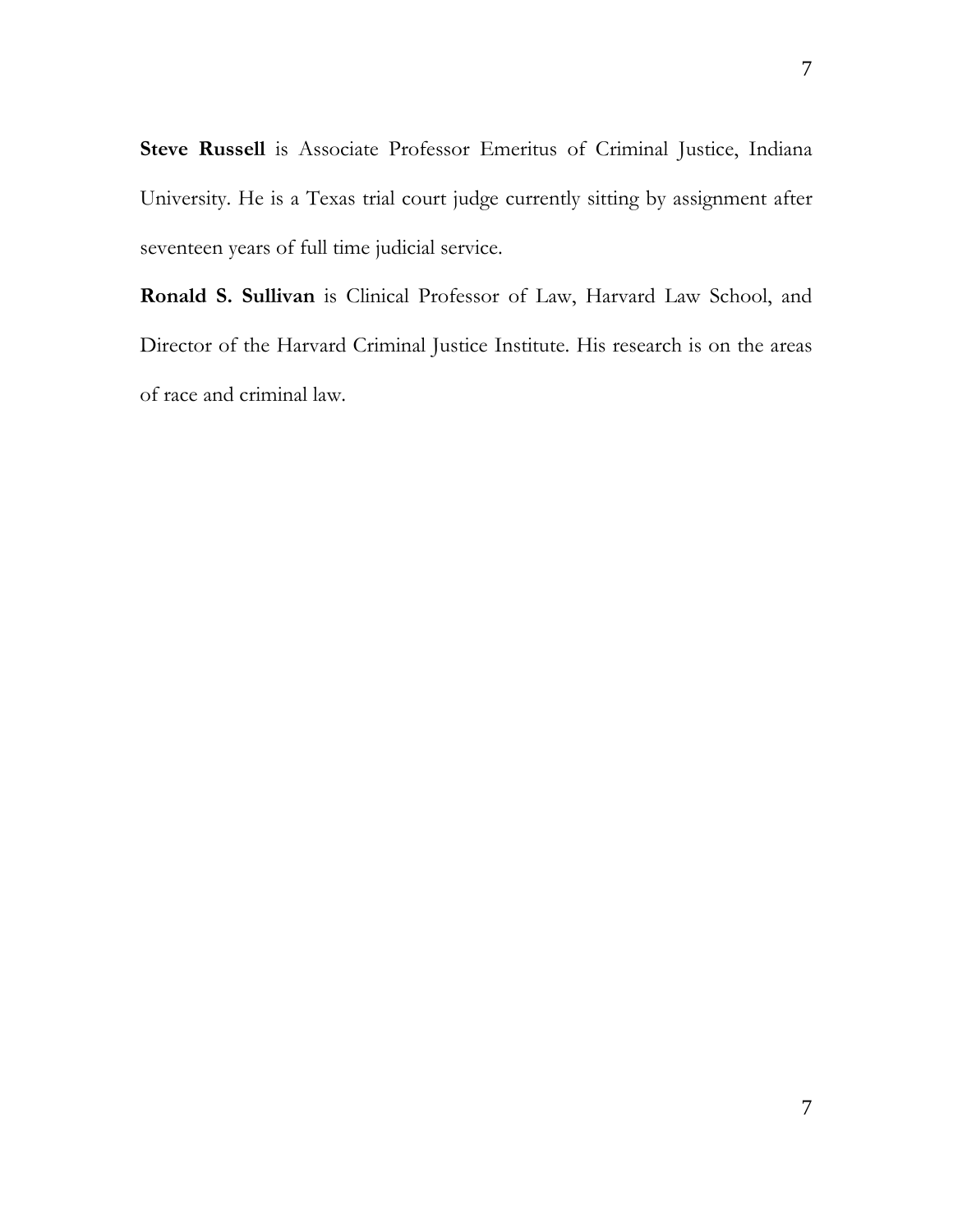**Steve Russell** is Associate Professor Emeritus of Criminal Justice, Indiana University. He is a Texas trial court judge currently sitting by assignment after seventeen years of full time judicial service.

**Ronald S. Sullivan** is Clinical Professor of Law, Harvard Law School, and Director of the Harvard Criminal Justice Institute. His research is on the areas of race and criminal law.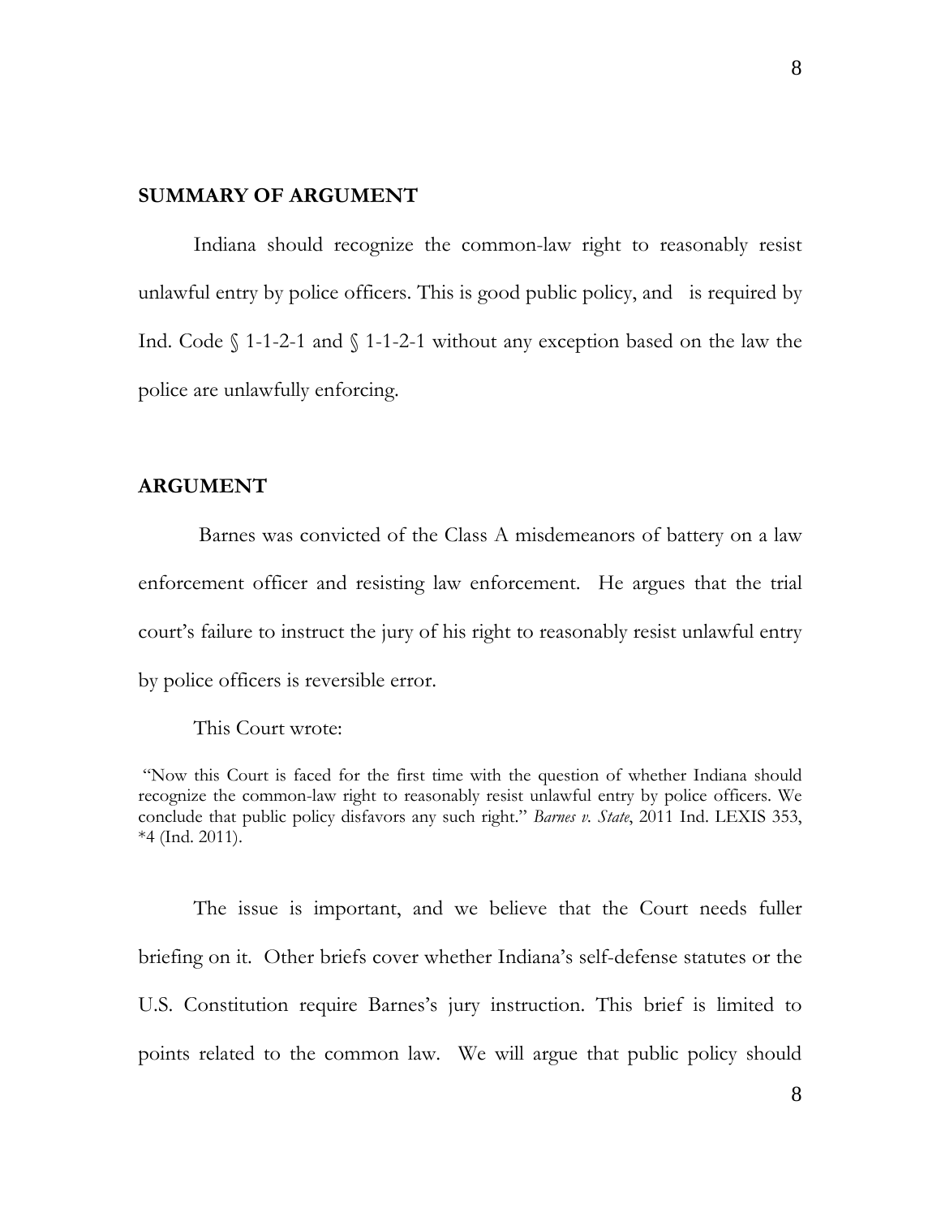## SUMMARY OF ARGUMENT

Indiana should recognize the common-law right to reasonably resist unlawful entry by police officers. This is good public policy, and is required by Ind. Code § 1-1-2-1 and § 1-1-2-1 without any exception based on the law the police are unlawfully enforcing.

## ARGUMENT

Barnes was convicted of the Class A misdemeanors of battery on a law enforcement officer and resisting law enforcement. He argues that the trial court's failure to instruct the jury of his right to reasonably resist unlawful entry by police officers is reversible error.

This Court wrote:

> "Now this Court is faced for the first time with the question of whether Indiana should recognize the common-law right to reasonably resist unlawful entry by police officers. We conclude that public policy disfavors any such right." *Barnes v. State*, 2011 Ind. LEXIS 353, *4 (Ind. 2011).

The issue is important, and we believe that the Court needs fuller briefing on it. Other briefs cover whether Indiana's self-defense statutes or the U.S. Constitution require Barnes's jury instruction. This brief is limited to points related to the common law. We will argue that public policy should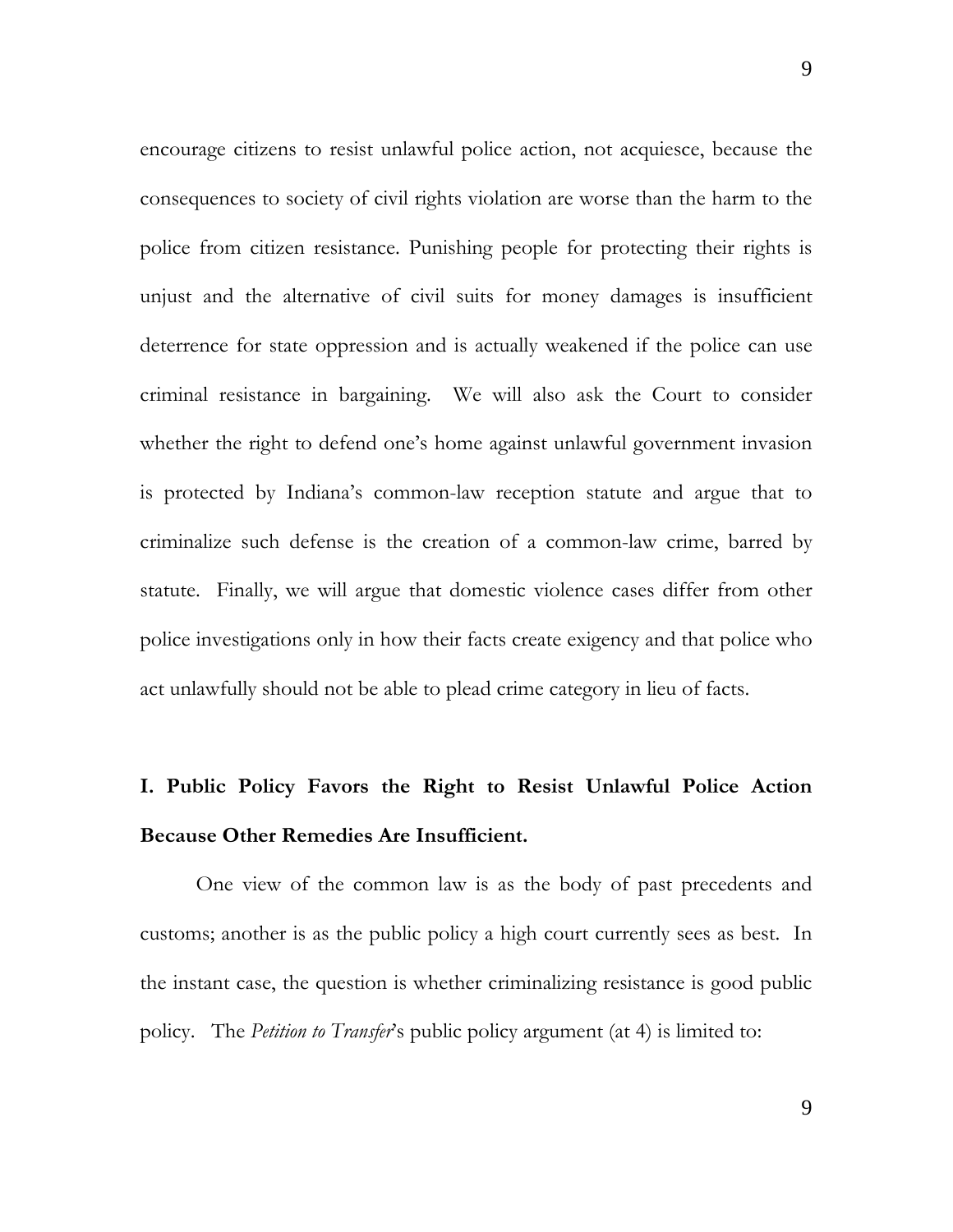encourage citizens to resist unlawful police action, not acquiesce, because the consequences to society of civil rights violation are worse than the harm to the police from citizen resistance. Punishing people for protecting their rights is unjust and the alternative of civil suits for money damages is insufficient deterrence for state oppression and is actually weakened if the police can use criminal resistance in bargaining. We will also ask the Court to consider whether the right to defend one's home against unlawful government invasion is protected by Indiana's common-law reception statute and argue that to criminalize such defense is the creation of a common-law crime, barred by statute. Finally, we will argue that domestic violence cases differ from other police investigations only in how their facts create exigency and that police who act unlawfully should not be able to plead crime category in lieu of facts.

## I. Public Policy Favors the Right to Resist Unlawful Police Action Because Other Remedies Are Insufficient.

One view of the common law is as the body of past precedents and customs; another is as the public policy a high court currently sees as best. In the instant case, the question is whether criminalizing resistance is good public policy. The *Petition to Transfer*'s public policy argument (at 4) is limited to: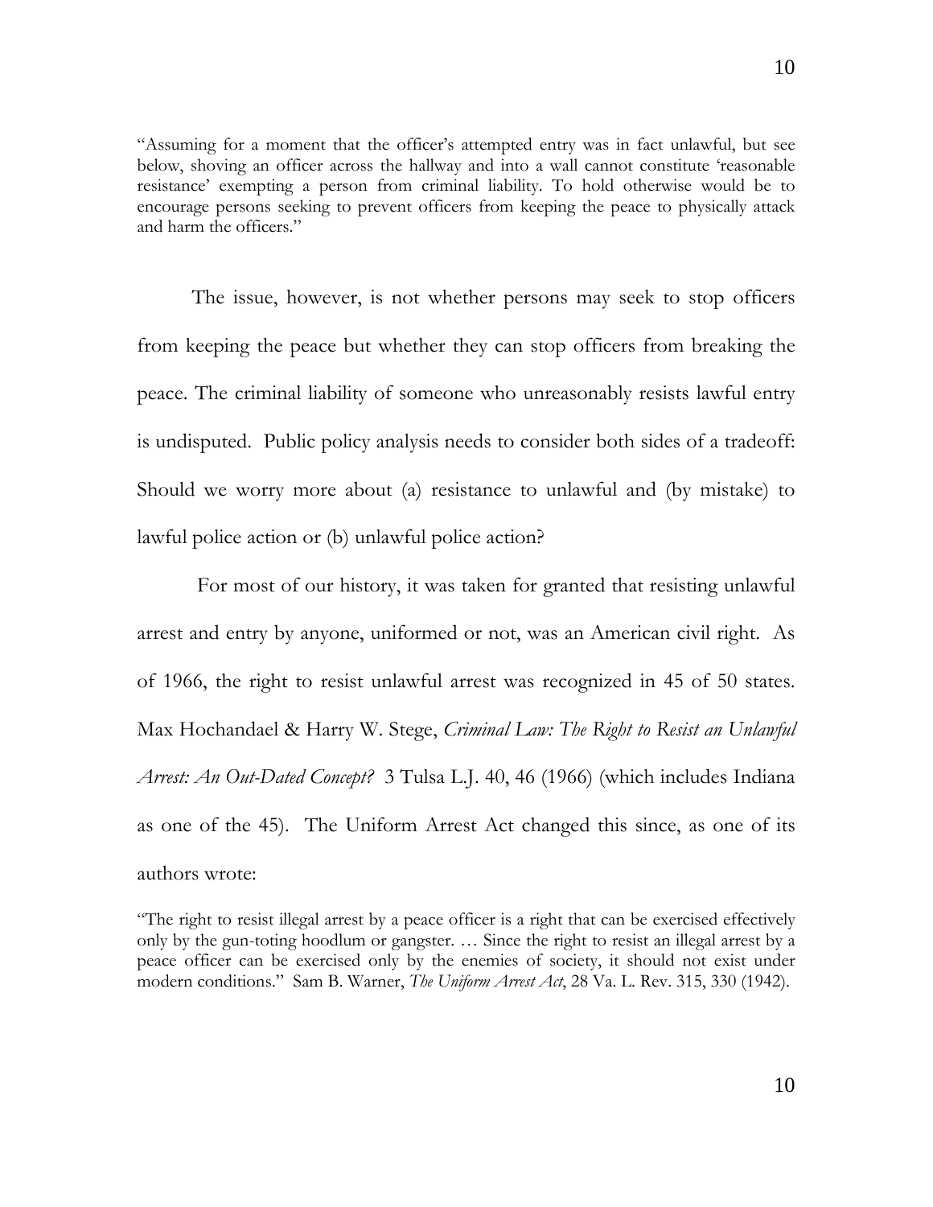"Assuming for a moment that the officer's attempted entry was in fact unlawful, but see below, shoving an officer across the hallway and into a wall cannot constitute 'reasonable resistance' exempting a person from criminal liability. To hold otherwise would be to encourage persons seeking to prevent officers from keeping the peace to physically attack and harm the officers."

The issue, however, is not whether persons may seek to stop officers from keeping the peace but whether they can stop officers from breaking the peace. The criminal liability of someone who unreasonably resists lawful entry is undisputed. Public policy analysis needs to consider both sides of a tradeoff: Should we worry more about (a) resistance to unlawful and (by mistake) to lawful police action or (b) unlawful police action?

For most of our history, it was taken for granted that resisting unlawful arrest and entry by anyone, uniformed or not, was an American civil right. As of 1966, the right to resist unlawful arrest was recognized in 45 of 50 states. Max Hochandael & Harry W. Stege, *Criminal Law: The Right to Resist an Unlawful Arrest: An Out-Dated Concept?* 3 Tulsa L.J. 40, 46 (1966) (which includes Indiana as one of the 45). The Uniform Arrest Act changed this since, as one of its authors wrote:

"The right to resist illegal arrest by a peace officer is a right that can be exercised effectively only by the gun-toting hoodlum or gangster. … Since the right to resist an illegal arrest by a peace officer can be exercised only by the enemies of society, it should not exist under modern conditions." Sam B. Warner, *The Uniform Arrest Act*, 28 Va. L. Rev. 315, 330 (1942).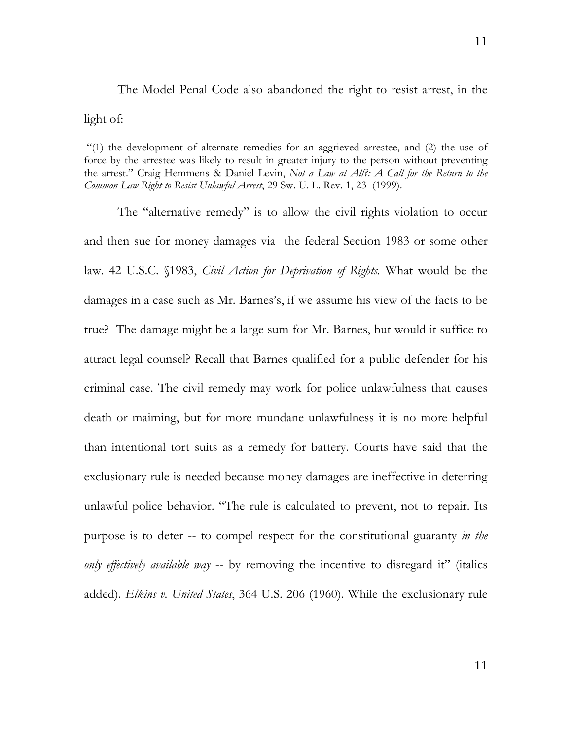The Model Penal Code also abandoned the right to resist arrest, in the light of:

> "(1) the development of alternate remedies for an aggrieved arrestee, and (2) the use of force by the arrestee was likely to result in greater injury to the person without preventing the arrest." Craig Hemmens & Daniel Levin, *Not a Law at All?: A Call for the Return to the Common Law Right to Resist Unlawful Arrest*, 29 Sw. U. L. Rev. 1, 23 (1999).

The "alternative remedy" is to allow the civil rights violation to occur and then sue for money damages via the federal Section 1983 or some other law. 42 U.S.C. §1983, *Civil Action for Deprivation of Rights.* What would be the damages in a case such as Mr. Barnes's, if we assume his view of the facts to be true? The damage might be a large sum for Mr. Barnes, but would it suffice to attract legal counsel? Recall that Barnes qualified for a public defender for his criminal case. The civil remedy may work for police unlawfulness that causes death or maiming, but for more mundane unlawfulness it is no more helpful than intentional tort suits as a remedy for battery. Courts have said that the exclusionary rule is needed because money damages are ineffective in deterring unlawful police behavior. "The rule is calculated to prevent, not to repair. Its purpose is to deter -- to compel respect for the constitutional guaranty *in the only effectively available way* -- by removing the incentive to disregard it" (italics added). *Elkins v. United States*, 364 U.S. 206 (1960). While the exclusionary rule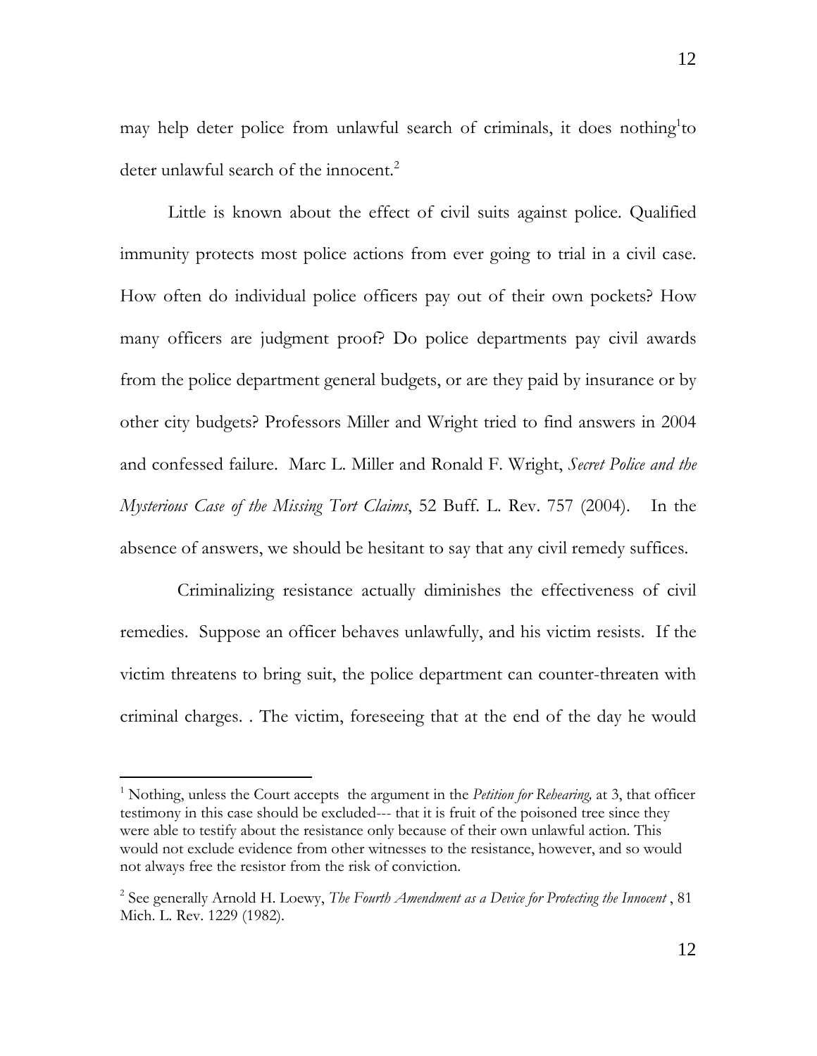may help deter police from unlawful search of criminals, it does nothing[1]to deter unlawful search of the innocent.[2]

Little is known about the effect of civil suits against police. Qualified immunity protects most police actions from ever going to trial in a civil case. How often do individual police officers pay out of their own pockets? How many officers are judgment proof? Do police departments pay civil awards from the police department general budgets, or are they paid by insurance or by other city budgets? Professors Miller and Wright tried to find answers in 2004 and confessed failure. Marc L. Miller and Ronald F. Wright, *Secret Police and the Mysterious Case of the Missing Tort Claims*, 52 Buff. L. Rev. 757 (2004). In the absence of answers, we should be hesitant to say that any civil remedy suffices.

Criminalizing resistance actually diminishes the effectiveness of civil remedies. Suppose an officer behaves unlawfully, and his victim resists. If the victim threatens to bring suit, the police department can counter-threaten with criminal charges. . The victim, foreseeing that at the end of the day he would

---

[1] Nothing, unless the Court accepts the argument in the *Petition for Rehearing,* at 3, that officer testimony in this case should be excluded--- that it is fruit of the poisoned tree since they were able to testify about the resistance only because of their own unlawful action. This would not exclude evidence from other witnesses to the resistance, however, and so would not always free the resistor from the risk of conviction.

[2] See generally Arnold H. Loewy, *The Fourth Amendment as a Device for Protecting the Innocent* , 81 Mich. L. Rev. 1229 (1982).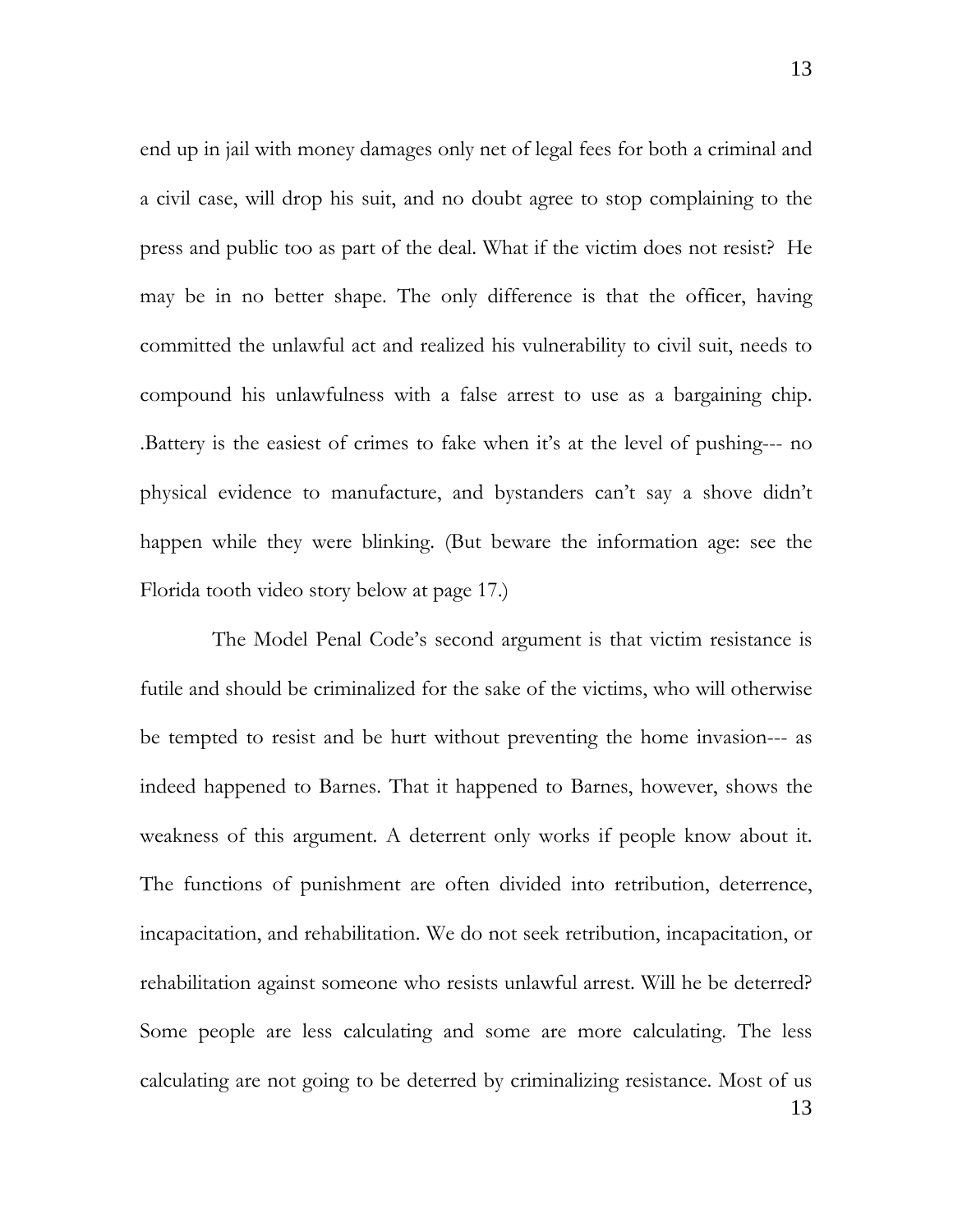end up in jail with money damages only net of legal fees for both a criminal and a civil case, will drop his suit, and no doubt agree to stop complaining to the press and public too as part of the deal. What if the victim does not resist? He may be in no better shape. The only difference is that the officer, having committed the unlawful act and realized his vulnerability to civil suit, needs to compound his unlawfulness with a false arrest to use as a bargaining chip. .Battery is the easiest of crimes to fake when it's at the level of pushing--- no physical evidence to manufacture, and bystanders can't say a shove didn't happen while they were blinking. (But beware the information age: see the Florida tooth video story below at page 17.)

The Model Penal Code's second argument is that victim resistance is futile and should be criminalized for the sake of the victims, who will otherwise be tempted to resist and be hurt without preventing the home invasion--- as indeed happened to Barnes. That it happened to Barnes, however, shows the weakness of this argument. A deterrent only works if people know about it. The functions of punishment are often divided into retribution, deterrence, incapacitation, and rehabilitation. We do not seek retribution, incapacitation, or rehabilitation against someone who resists unlawful arrest. Will he be deterred? Some people are less calculating and some are more calculating. The less calculating are not going to be deterred by criminalizing resistance. Most of us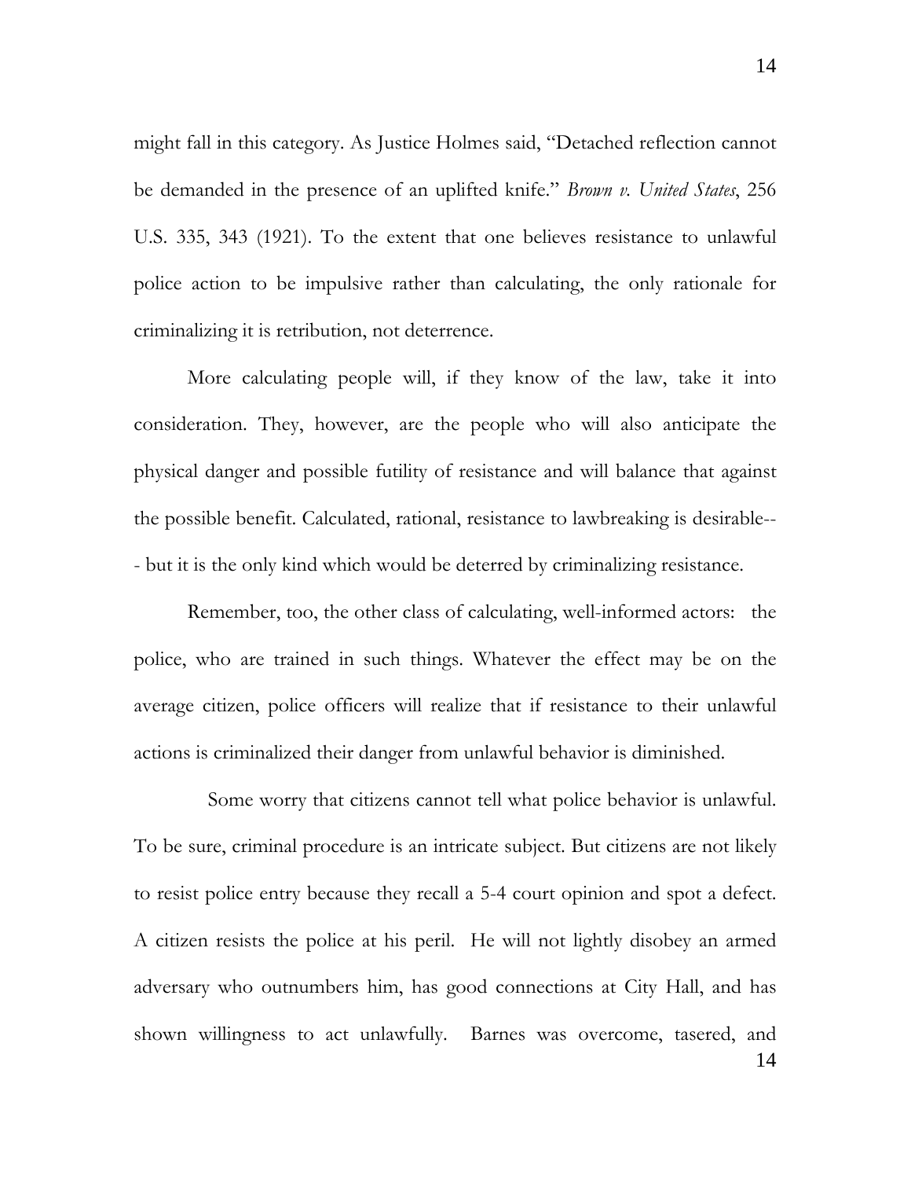might fall in this category. As Justice Holmes said, "Detached reflection cannot be demanded in the presence of an uplifted knife." *Brown v. United States*, 256 U.S. 335, 343 (1921). To the extent that one believes resistance to unlawful police action to be impulsive rather than calculating, the only rationale for criminalizing it is retribution, not deterrence.

More calculating people will, if they know of the law, take it into consideration. They, however, are the people who will also anticipate the physical danger and possible futility of resistance and will balance that against the possible benefit. Calculated, rational, resistance to lawbreaking is desirable--- but it is the only kind which would be deterred by criminalizing resistance.

Remember, too, the other class of calculating, well-informed actors: the police, who are trained in such things. Whatever the effect may be on the average citizen, police officers will realize that if resistance to their unlawful actions is criminalized their danger from unlawful behavior is diminished.

Some worry that citizens cannot tell what police behavior is unlawful. To be sure, criminal procedure is an intricate subject. But citizens are not likely to resist police entry because they recall a 5-4 court opinion and spot a defect. A citizen resists the police at his peril. He will not lightly disobey an armed adversary who outnumbers him, has good connections at City Hall, and has shown willingness to act unlawfully. Barnes was overcome, tasered, and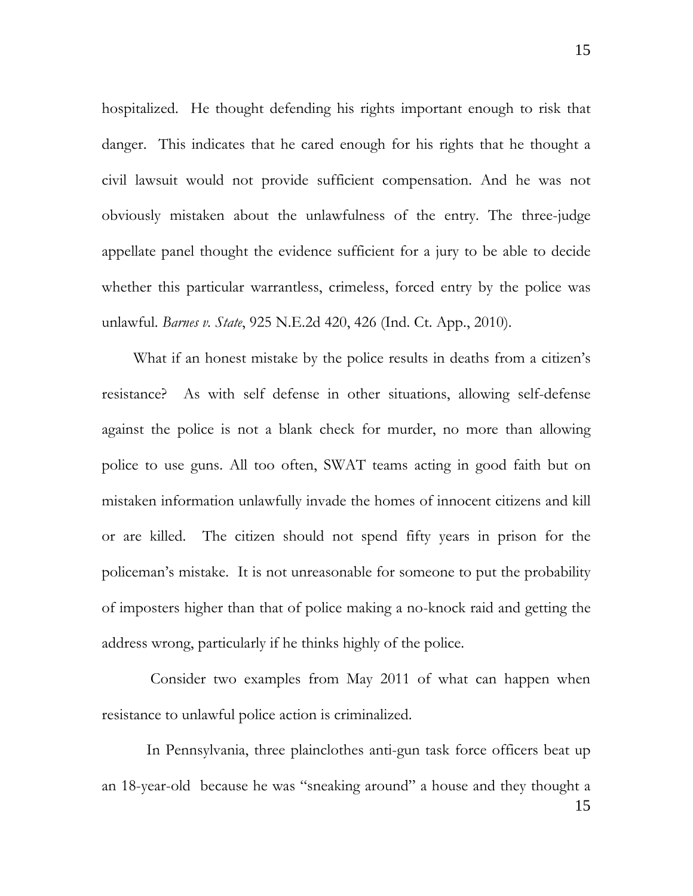hospitalized. He thought defending his rights important enough to risk that danger. This indicates that he cared enough for his rights that he thought a civil lawsuit would not provide sufficient compensation. And he was not obviously mistaken about the unlawfulness of the entry. The three-judge appellate panel thought the evidence sufficient for a jury to be able to decide whether this particular warrantless, crimeless, forced entry by the police was unlawful. *Barnes v. State*, 925 N.E.2d 420, 426 (Ind. Ct. App., 2010).

What if an honest mistake by the police results in deaths from a citizen's resistance? As with self defense in other situations, allowing self-defense against the police is not a blank check for murder, no more than allowing police to use guns. All too often, SWAT teams acting in good faith but on mistaken information unlawfully invade the homes of innocent citizens and kill or are killed. The citizen should not spend fifty years in prison for the policeman's mistake. It is not unreasonable for someone to put the probability of imposters higher than that of police making a no-knock raid and getting the address wrong, particularly if he thinks highly of the police.

Consider two examples from May 2011 of what can happen when resistance to unlawful police action is criminalized.

In Pennsylvania, three plainclothes anti-gun task force officers beat up an 18-year-old because he was "sneaking around" a house and they thought a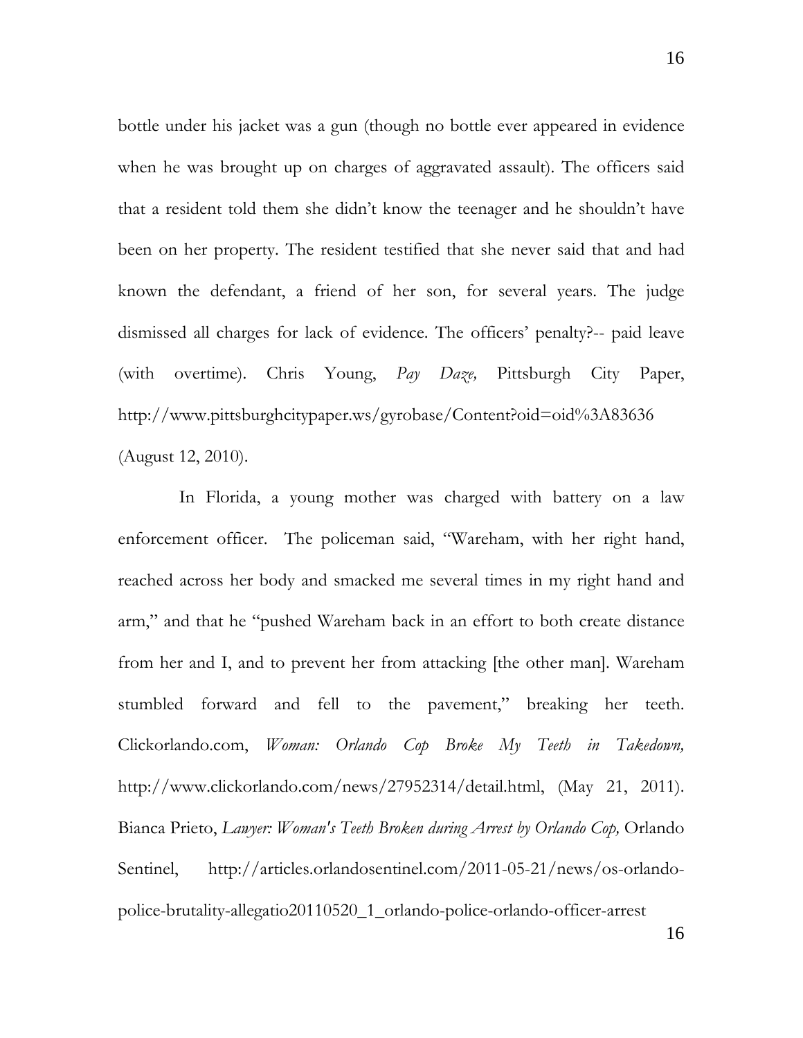bottle under his jacket was a gun (though no bottle ever appeared in evidence when he was brought up on charges of aggravated assault). The officers said that a resident told them she didn't know the teenager and he shouldn't have been on her property. The resident testified that she never said that and had known the defendant, a friend of her son, for several years. The judge dismissed all charges for lack of evidence. The officers' penalty?-- paid leave (with overtime). Chris Young, *Pay Daze,* Pittsburgh City Paper, http://www.pittsburghcitypaper.ws/gyrobase/Content?oid=oid%3A83636 (August 12, 2010).

In Florida, a young mother was charged with battery on a law enforcement officer. The policeman said, "Wareham, with her right hand, reached across her body and smacked me several times in my right hand and arm," and that he "pushed Wareham back in an effort to both create distance from her and I, and to prevent her from attacking [the other man]. Wareham stumbled forward and fell to the pavement," breaking her teeth. Clickorlando.com, *Woman: Orlando Cop Broke My Teeth in Takedown,* http://www.clickorlando.com/news/27952314/detail.html, (May 21, 2011). Bianca Prieto, *Lawyer: Woman's Teeth Broken during Arrest by Orlando Cop,* Orlando Sentinel, http://articles.orlandosentinel.com/2011-05-21/news/os-orlando-police-brutality-allegatio20110520_1_orlando-police-orlando-officer-arrest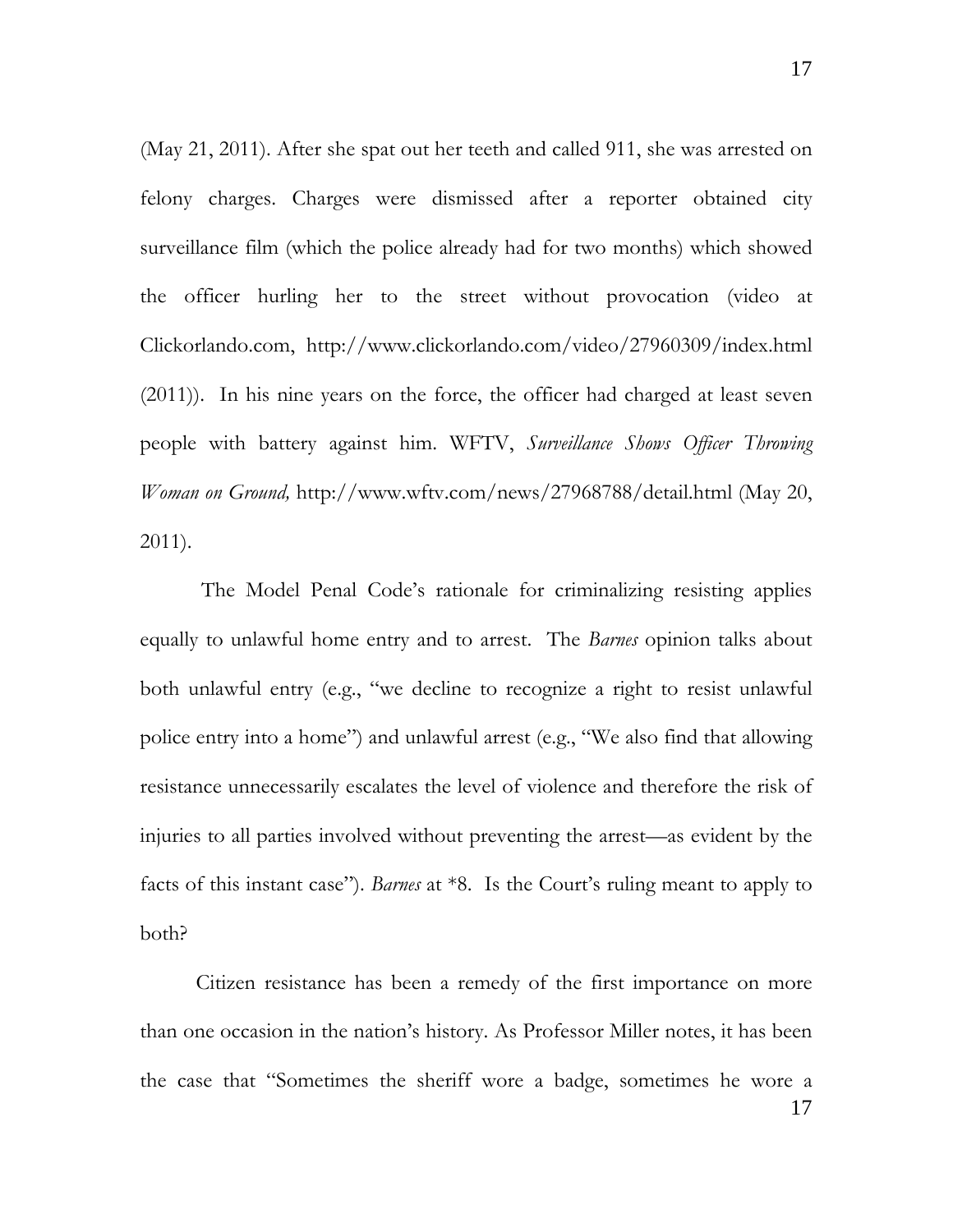(May 21, 2011). After she spat out her teeth and called 911, she was arrested on felony charges. Charges were dismissed after a reporter obtained city surveillance film (which the police already had for two months) which showed the officer hurling her to the street without provocation (video at Clickorlando.com, http://www.clickorlando.com/video/27960309/index.html (2011)). In his nine years on the force, the officer had charged at least seven people with battery against him. WFTV, *Surveillance Shows Officer Throwing Woman on Ground,* http://www.wftv.com/news/27968788/detail.html (May 20, 2011).

The Model Penal Code's rationale for criminalizing resisting applies equally to unlawful home entry and to arrest. The *Barnes* opinion talks about both unlawful entry (e.g., "we decline to recognize a right to resist unlawful police entry into a home") and unlawful arrest (e.g., "We also find that allowing resistance unnecessarily escalates the level of violence and therefore the risk of injuries to all parties involved without preventing the arrest—as evident by the facts of this instant case"). *Barnes* at *8. Is the Court's ruling meant to apply to both?

Citizen resistance has been a remedy of the first importance on more than one occasion in the nation's history. As Professor Miller notes, it has been the case that "Sometimes the sheriff wore a badge, sometimes he wore a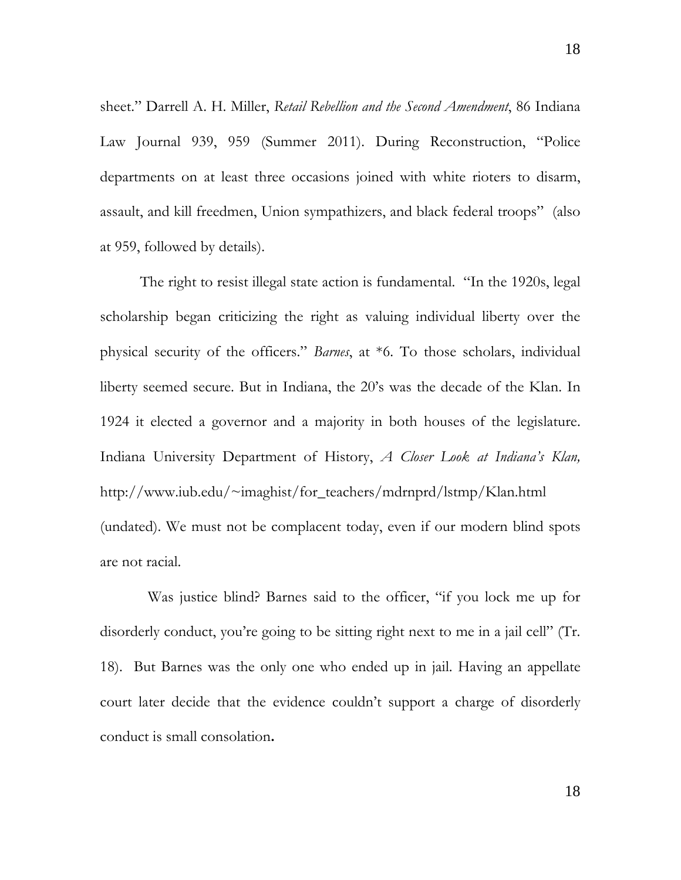sheet." Darrell A. H. Miller, *Retail Rebellion and the Second Amendment*, 86 Indiana Law Journal 939, 959 (Summer 2011). During Reconstruction, "Police departments on at least three occasions joined with white rioters to disarm, assault, and kill freedmen, Union sympathizers, and black federal troops" (also at 959, followed by details).

The right to resist illegal state action is fundamental. "In the 1920s, legal scholarship began criticizing the right as valuing individual liberty over the physical security of the officers." *Barnes*, at *6. To those scholars, individual liberty seemed secure. But in Indiana, the 20's was the decade of the Klan. In 1924 it elected a governor and a majority in both houses of the legislature. Indiana University Department of History, *A Closer Look at Indiana's Klan,* http://www.iub.edu/~imaghist/for_teachers/mdrnprd/lstmp/Klan.html (undated). We must not be complacent today, even if our modern blind spots are not racial.

Was justice blind? Barnes said to the officer, "if you lock me up for disorderly conduct, you're going to be sitting right next to me in a jail cell" (Tr. 18). But Barnes was the only one who ended up in jail. Having an appellate court later decide that the evidence couldn't support a charge of disorderly conduct is small consolation**.**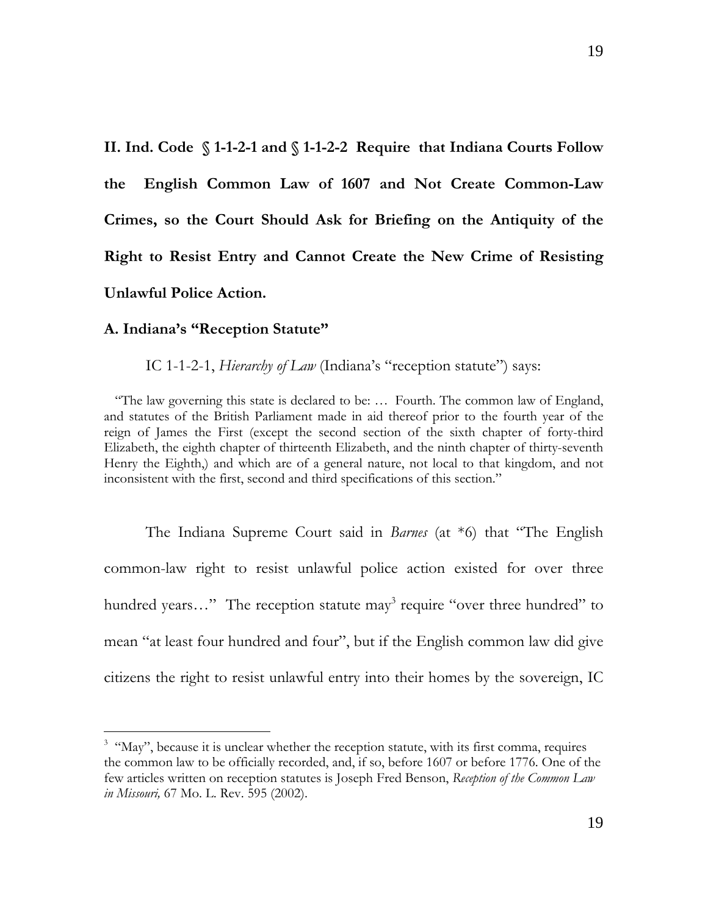## II. Ind. Code § 1-1-2-1 and § 1-1-2-2 Require that Indiana Courts Follow the English Common Law of 1607 and Not Create Common-Law Crimes, so the Court Should Ask for Briefing on the Antiquity of the Right to Resist Entry and Cannot Create the New Crime of Resisting Unlawful Police Action.

### A. Indiana's "Reception Statute"

IC 1-1-2-1, *Hierarchy of Law* (Indiana's "reception statute") says:

> "The law governing this state is declared to be: … Fourth. The common law of England, and statutes of the British Parliament made in aid thereof prior to the fourth year of the reign of James the First (except the second section of the sixth chapter of forty-third Elizabeth, the eighth chapter of thirteenth Elizabeth, and the ninth chapter of thirty-seventh Henry the Eighth,) and which are of a general nature, not local to that kingdom, and not inconsistent with the first, second and third specifications of this section."

The Indiana Supreme Court said in *Barnes* (at *6) that "The English common-law right to resist unlawful police action existed for over three hundred years…" The reception statute may[3] require "over three hundred" to mean "at least four hundred and four", but if the English common law did give citizens the right to resist unlawful entry into their homes by the sovereign, IC

[3] "May", because it is unclear whether the reception statute, with its first comma, requires the common law to be officially recorded, and, if so, before 1607 or before 1776. One of the few articles written on reception statutes is Joseph Fred Benson, *Reception of the Common Law in Missouri,* 67 Mo. L. Rev. 595 (2002).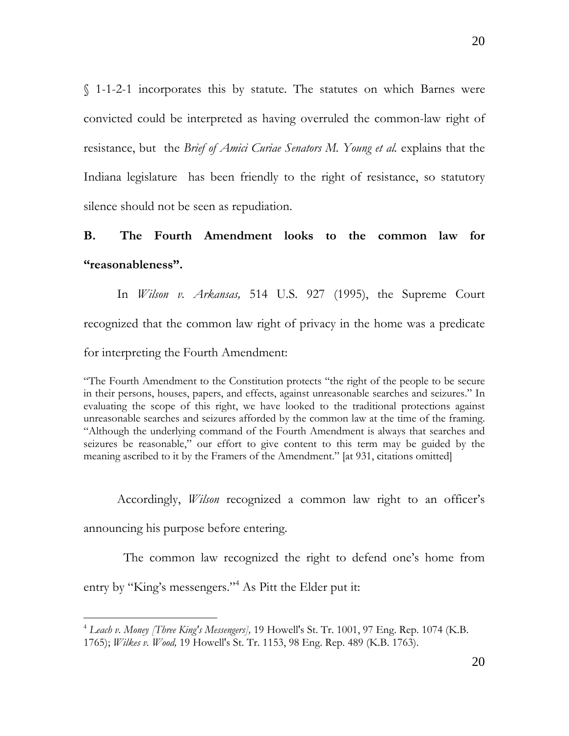§ 1-1-2-1 incorporates this by statute. The statutes on which Barnes were convicted could be interpreted as having overruled the common-law right of resistance, but the *Brief of Amici Curiae Senators M. Young et al.* explains that the Indiana legislature has been friendly to the right of resistance, so statutory silence should not be seen as repudiation.

### B. The Fourth Amendment looks to the common law for "reasonableness".

In *Wilson v. Arkansas,* 514 U.S. 927 (1995), the Supreme Court recognized that the common law right of privacy in the home was a predicate for interpreting the Fourth Amendment:

> "The Fourth Amendment to the Constitution protects "the right of the people to be secure in their persons, houses, papers, and effects, against unreasonable searches and seizures." In evaluating the scope of this right, we have looked to the traditional protections against unreasonable searches and seizures afforded by the common law at the time of the framing. "Although the underlying command of the Fourth Amendment is always that searches and seizures be reasonable," our effort to give content to this term may be guided by the meaning ascribed to it by the Framers of the Amendment." [at 931, citations omitted]

Accordingly, *Wilson* recognized a common law right to an officer's announcing his purpose before entering.

The common law recognized the right to defend one's home from entry by "King's messengers."[4] As Pitt the Elder put it:

---

[4] *Leach v. Money [Three King's Messengers],* 19 Howell's St. Tr. 1001, 97 Eng. Rep. 1074 (K.B. 1765); *Wilkes v. Wood,* 19 Howell's St. Tr. 1153, 98 Eng. Rep. 489 (K.B. 1763).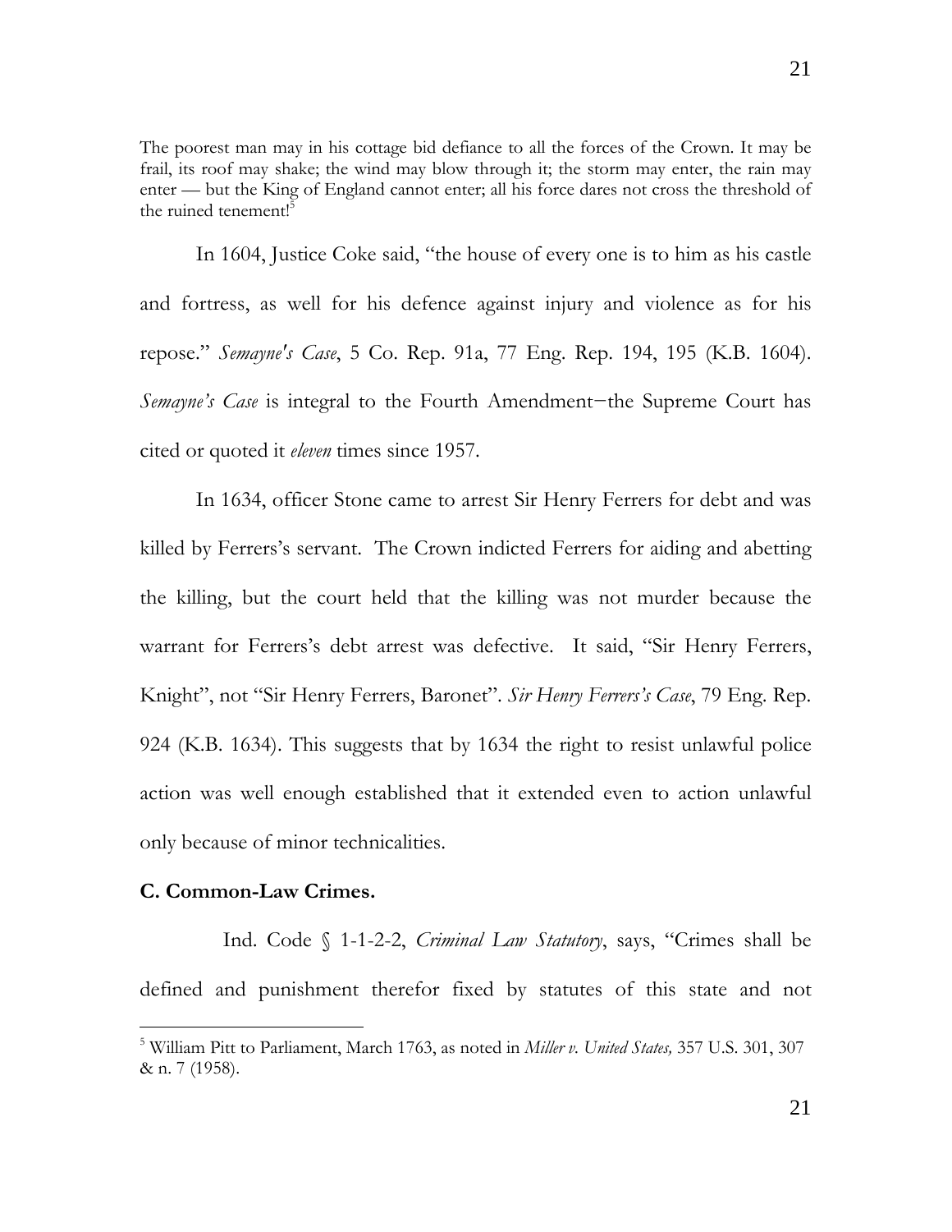The poorest man may in his cottage bid defiance to all the forces of the Crown. It may be frail, its roof may shake; the wind may blow through it; the storm may enter, the rain may enter — but the King of England cannot enter; all his force dares not cross the threshold of the ruined tenement![5]

In 1604, Justice Coke said, "the house of every one is to him as his castle and fortress, as well for his defence against injury and violence as for his repose." *Semayne's Case*, 5 Co. Rep. 91a, 77 Eng. Rep. 194, 195 (K.B. 1604). *Semayne's Case* is integral to the Fourth Amendment−the Supreme Court has cited or quoted it *eleven* times since 1957.

In 1634, officer Stone came to arrest Sir Henry Ferrers for debt and was killed by Ferrers's servant. The Crown indicted Ferrers for aiding and abetting the killing, but the court held that the killing was not murder because the warrant for Ferrers's debt arrest was defective. It said, "Sir Henry Ferrers, Knight", not "Sir Henry Ferrers, Baronet". *Sir Henry Ferrers's Case*, 79 Eng. Rep. 924 (K.B. 1634). This suggests that by 1634 the right to resist unlawful police action was well enough established that it extended even to action unlawful only because of minor technicalities.

### C. Common-Law Crimes.

Ind. Code § 1-1-2-2, *Criminal Law Statutory*, says, "Crimes shall be defined and punishment therefor fixed by statutes of this state and not

[5] William Pitt to Parliament, March 1763, as noted in *Miller v. United States,* 357 U.S. 301, 307 & n. 7 (1958).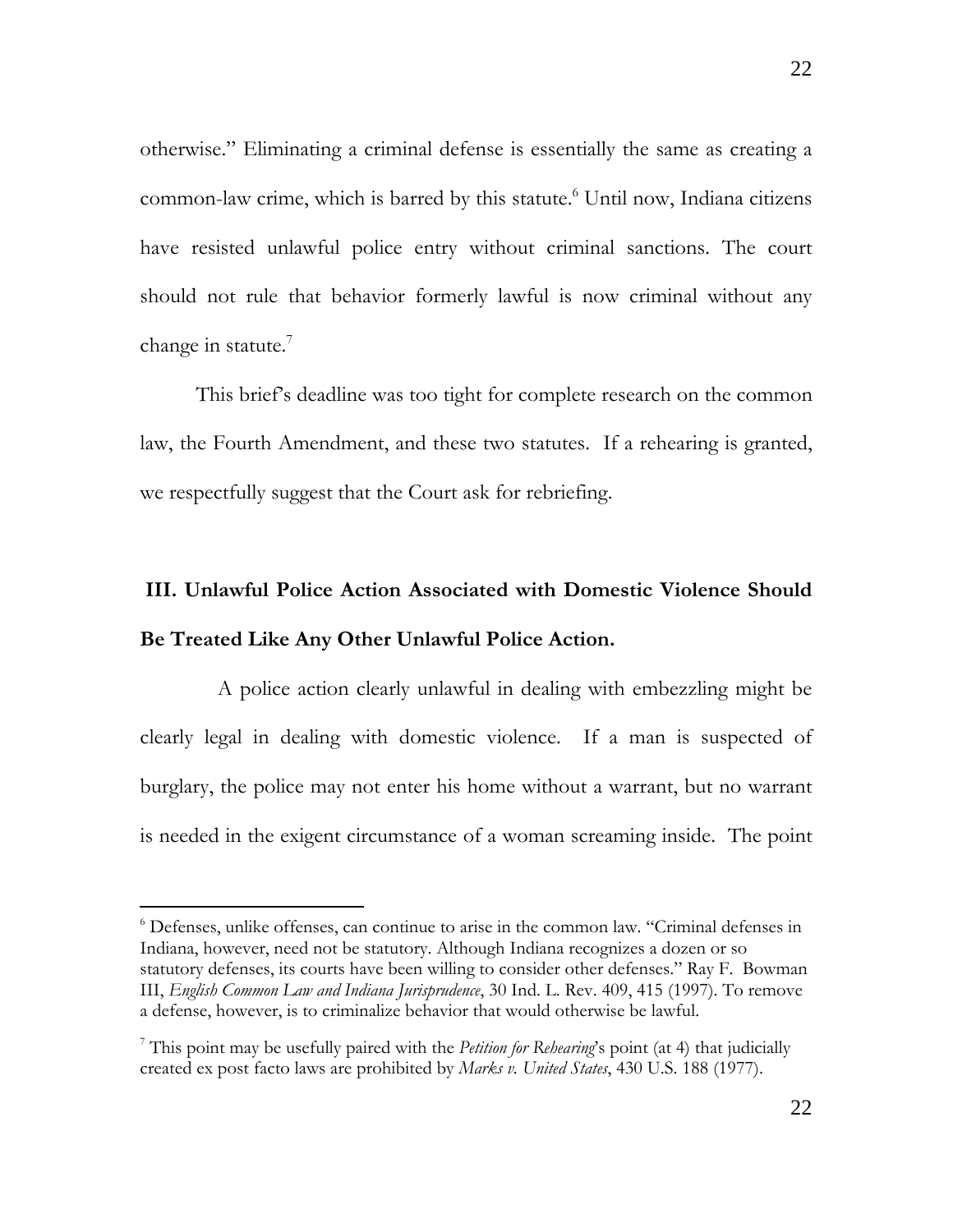otherwise." Eliminating a criminal defense is essentially the same as creating a common-law crime, which is barred by this statute.[6] Until now, Indiana citizens have resisted unlawful police entry without criminal sanctions. The court should not rule that behavior formerly lawful is now criminal without any change in statute.[7]

This brief's deadline was too tight for complete research on the common law, the Fourth Amendment, and these two statutes. If a rehearing is granted, we respectfully suggest that the Court ask for rebriefing.

## III. Unlawful Police Action Associated with Domestic Violence Should Be Treated Like Any Other Unlawful Police Action.

A police action clearly unlawful in dealing with embezzling might be clearly legal in dealing with domestic violence. If a man is suspected of burglary, the police may not enter his home without a warrant, but no warrant is needed in the exigent circumstance of a woman screaming inside. The point

---

[6] Defenses, unlike offenses, can continue to arise in the common law. "Criminal defenses in Indiana, however, need not be statutory. Although Indiana recognizes a dozen or so statutory defenses, its courts have been willing to consider other defenses." Ray F. Bowman III, *English Common Law and Indiana Jurisprudence*, 30 Ind. L. Rev. 409, 415 (1997). To remove a defense, however, is to criminalize behavior that would otherwise be lawful.

[7] This point may be usefully paired with the *Petition for Rehearing*'s point (at 4) that judicially created ex post facto laws are prohibited by *Marks v. United States*, 430 U.S. 188 (1977).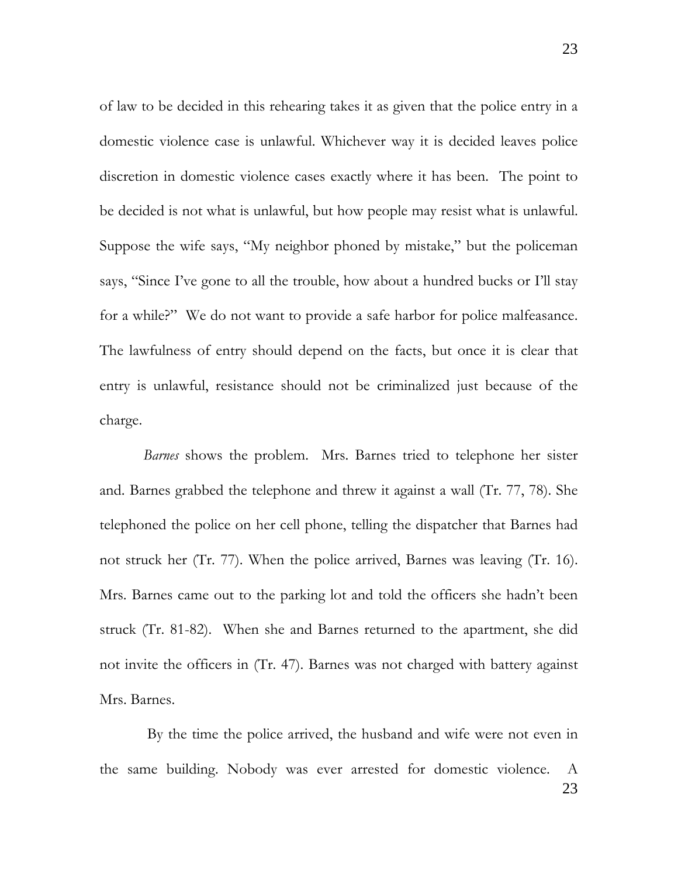of law to be decided in this rehearing takes it as given that the police entry in a domestic violence case is unlawful. Whichever way it is decided leaves police discretion in domestic violence cases exactly where it has been. The point to be decided is not what is unlawful, but how people may resist what is unlawful. Suppose the wife says, "My neighbor phoned by mistake," but the policeman says, "Since I've gone to all the trouble, how about a hundred bucks or I'll stay for a while?" We do not want to provide a safe harbor for police malfeasance. The lawfulness of entry should depend on the facts, but once it is clear that entry is unlawful, resistance should not be criminalized just because of the charge.

*Barnes* shows the problem. Mrs. Barnes tried to telephone her sister and. Barnes grabbed the telephone and threw it against a wall (Tr. 77, 78). She telephoned the police on her cell phone, telling the dispatcher that Barnes had not struck her (Tr. 77). When the police arrived, Barnes was leaving (Tr. 16). Mrs. Barnes came out to the parking lot and told the officers she hadn't been struck (Tr. 81-82). When she and Barnes returned to the apartment, she did not invite the officers in (Tr. 47). Barnes was not charged with battery against Mrs. Barnes.

By the time the police arrived, the husband and wife were not even in the same building. Nobody was ever arrested for domestic violence. A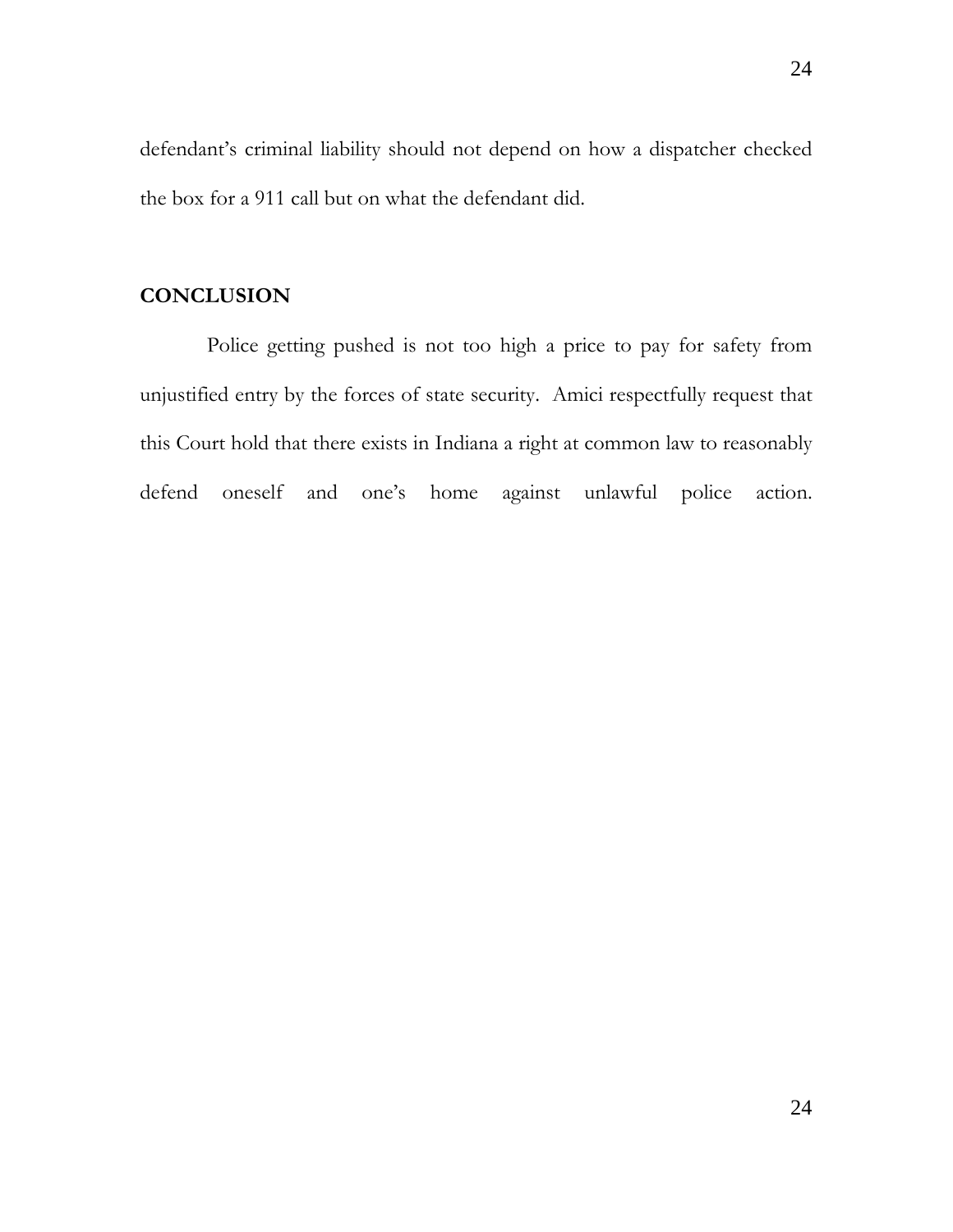defendant's criminal liability should not depend on how a dispatcher checked the box for a 911 call but on what the defendant did.

## CONCLUSION

Police getting pushed is not too high a price to pay for safety from unjustified entry by the forces of state security. Amici respectfully request that this Court hold that there exists in Indiana a right at common law to reasonably defend oneself and one's home against unlawful police action.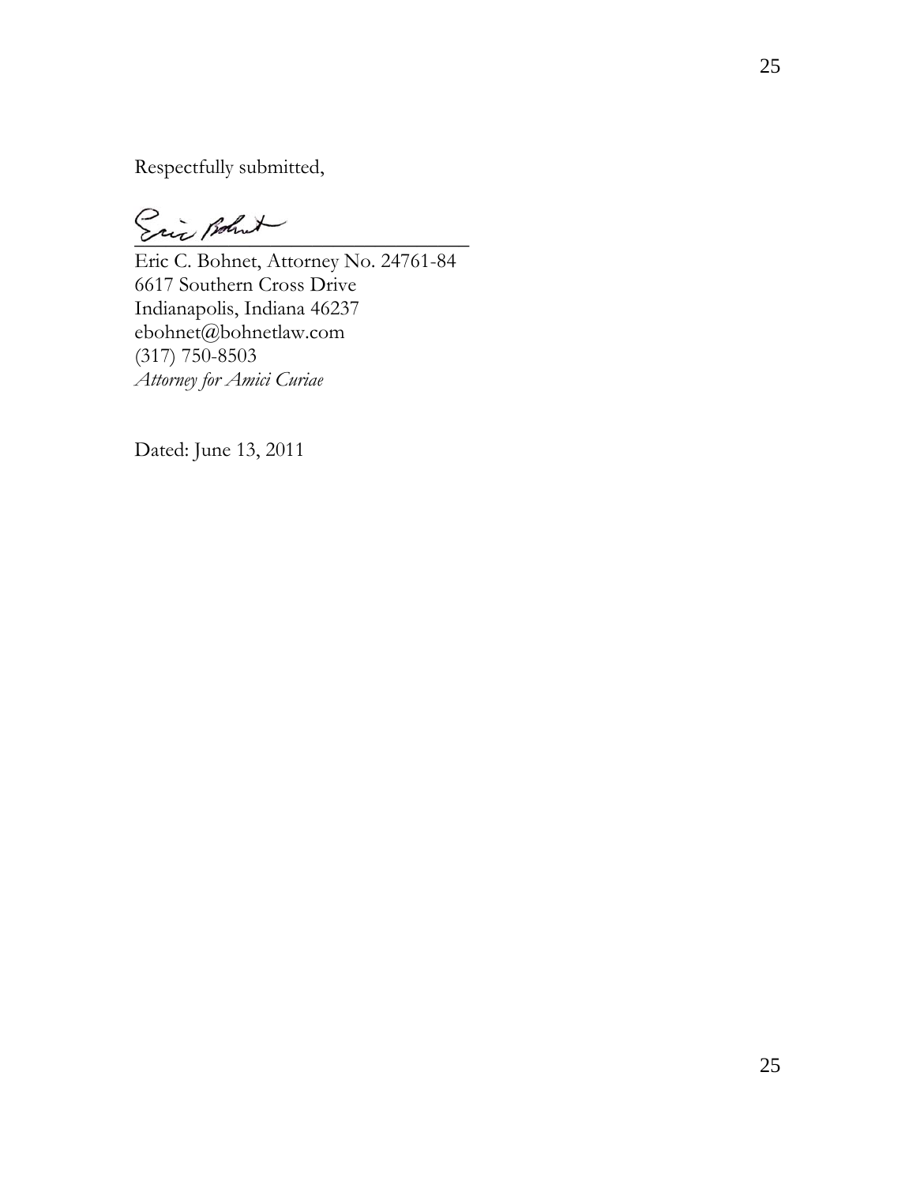Respectfully submitted,

Eric C. Bohnet, Attorney No. 24761-84
6617 Southern Cross Drive
Indianapolis, Indiana 46237
ebohnet@bohnetlaw.com
(317) 750-8503
*Attorney for Amici Curiae*

Dated: June 13, 2011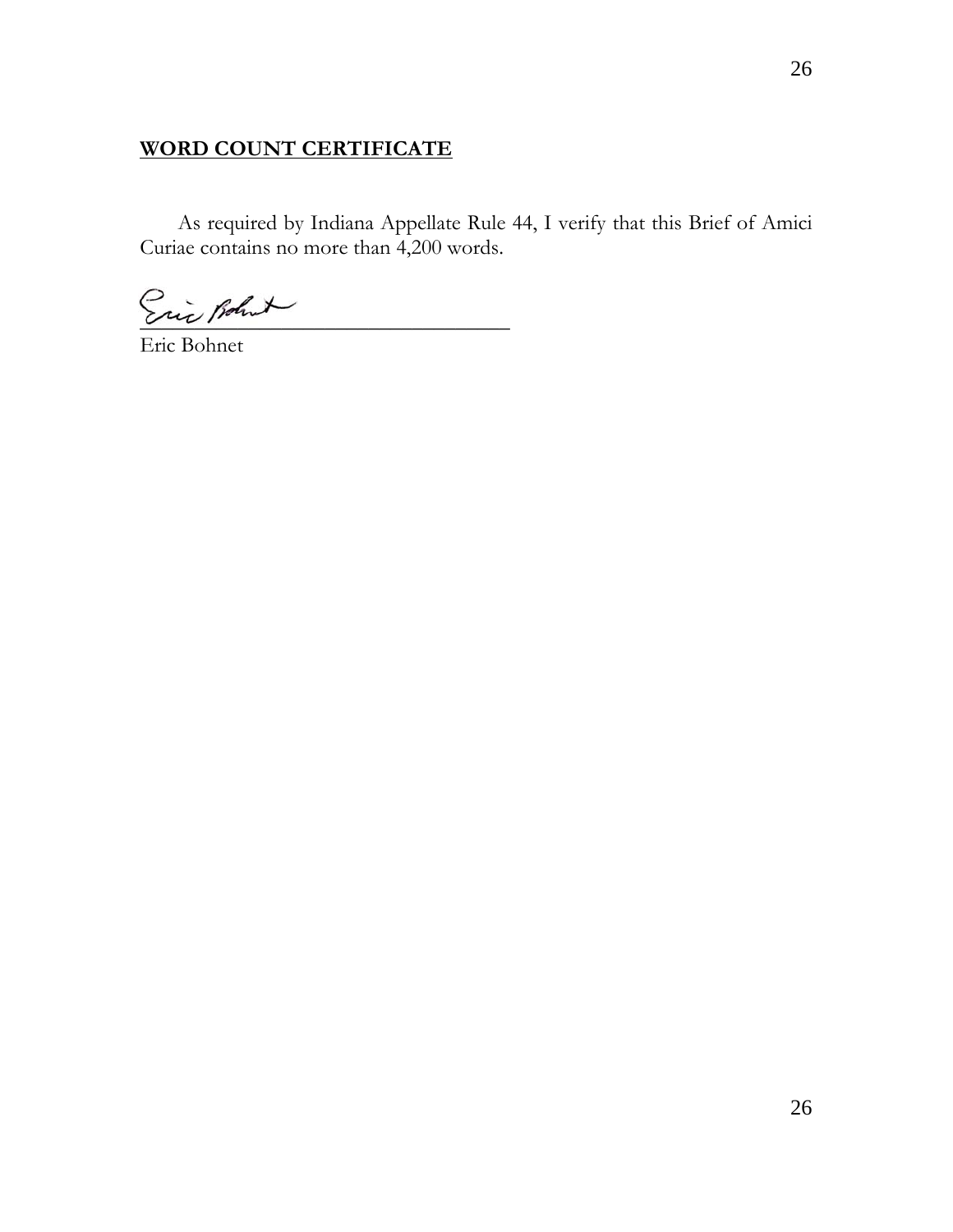**WORD COUNT CERTIFICATE**

As required by Indiana Appellate Rule 44, I verify that this Brief of Amici Curiae contains no more than 4,200 words.

Eric Bohnet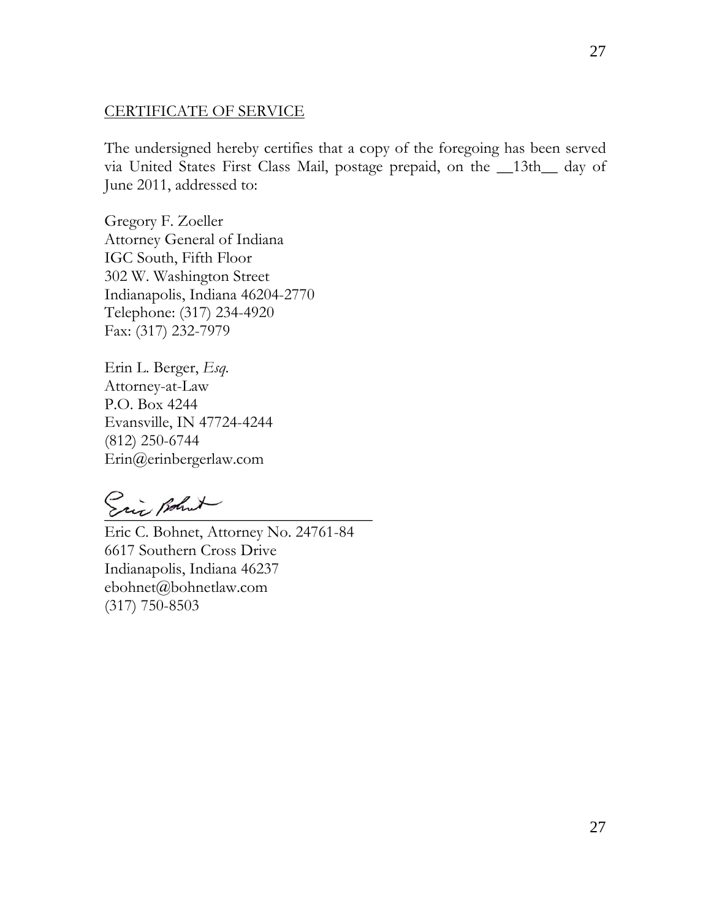<u>CERTIFICATE OF SERVICE</u>

The undersigned hereby certifies that a copy of the foregoing has been served via United States First Class Mail, postage prepaid, on the __13th__ day of June 2011, addressed to:

Gregory F. Zoeller
Attorney General of Indiana
IGC South, Fifth Floor
302 W. Washington Street
Indianapolis, Indiana 46204-2770
Telephone: (317) 234-4920
Fax: (317) 232-7979

Erin L. Berger, *Esq.*
Attorney-at-Law
P.O. Box 4244
Evansville, IN 47724-4244
(812) 250-6744
Erin@erinbergerlaw.com

Eric C. Bohnet, Attorney No. 24761-84
6617 Southern Cross Drive
Indianapolis, Indiana 46237
ebohnet@bohnetlaw.com
(317) 750-8503